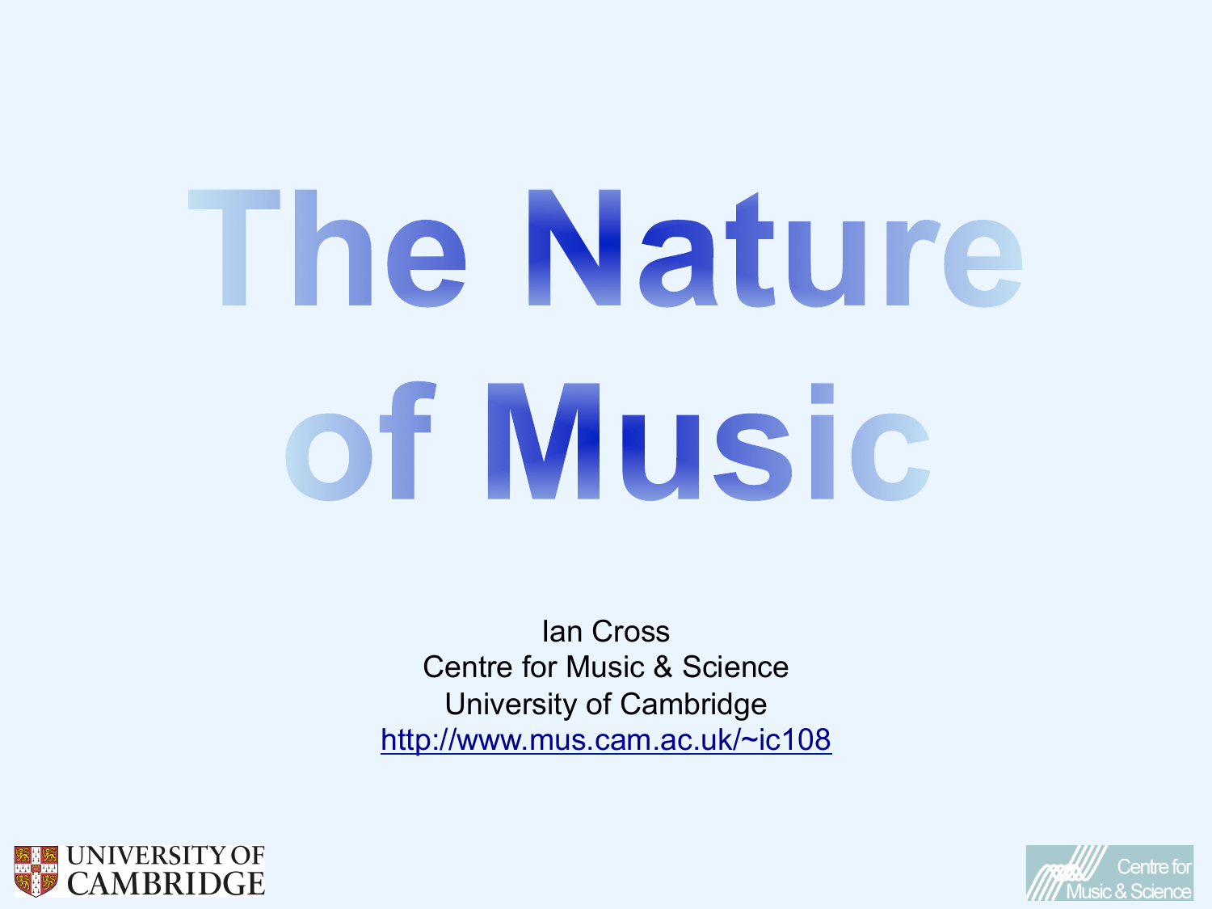# The Nature of Music

Ian Cross
Centre for Music & Science
University of Cambridge
http://www.mus.cam.ac.uk/~ic108

UNIVERSITY OF CAMBRIDGE

Centre for Music & Science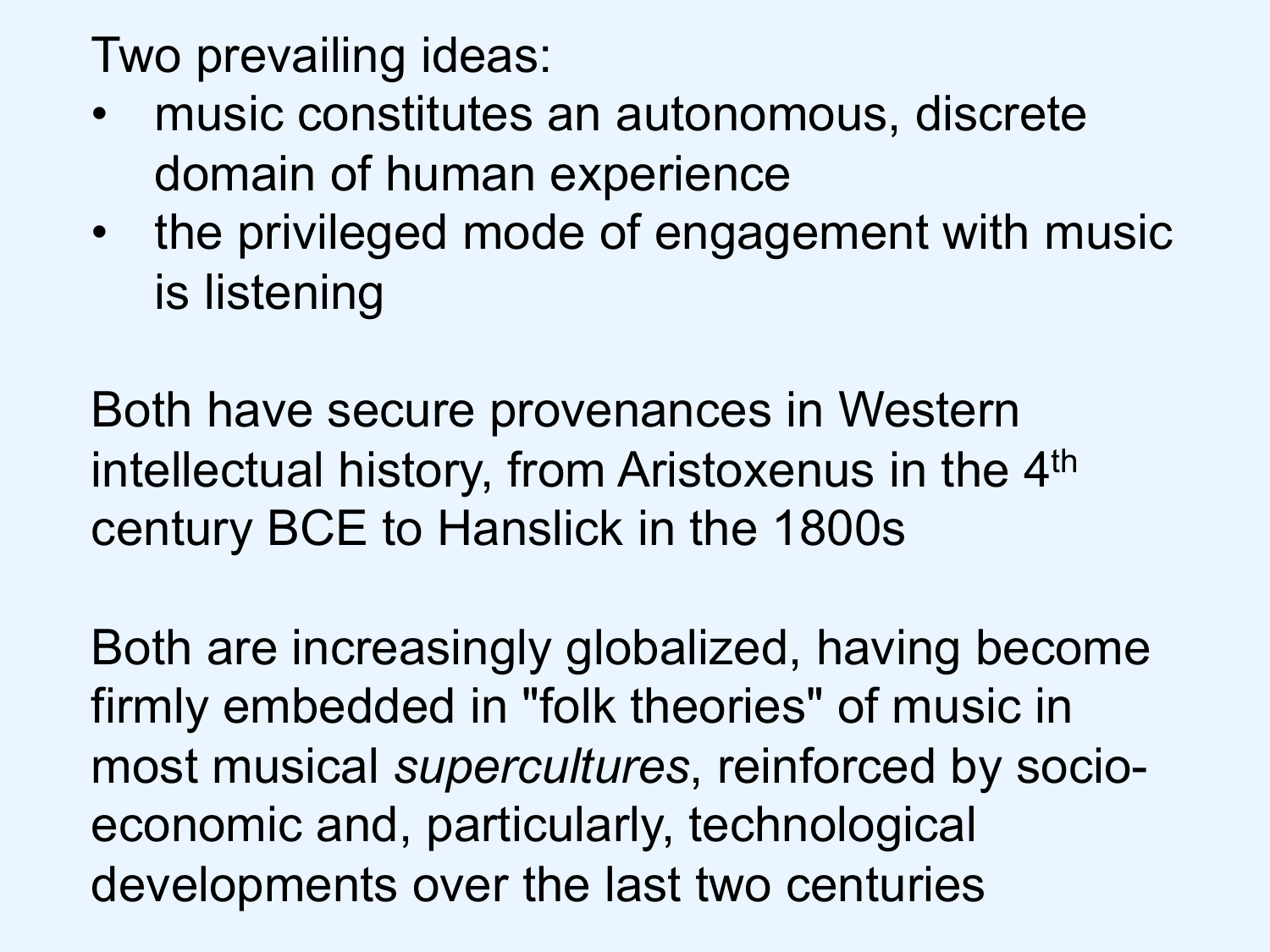Two prevailing ideas:

- music constitutes an autonomous, discrete domain of human experience
- the privileged mode of engagement with music is listening

Both have secure provenances in Western intellectual history, from Aristoxenus in the 4th century BCE to Hanslick in the 1800s

Both are increasingly globalized, having become firmly embedded in "folk theories" of music in most musical *supercultures*, reinforced by socio-economic and, particularly, technological developments over the last two centuries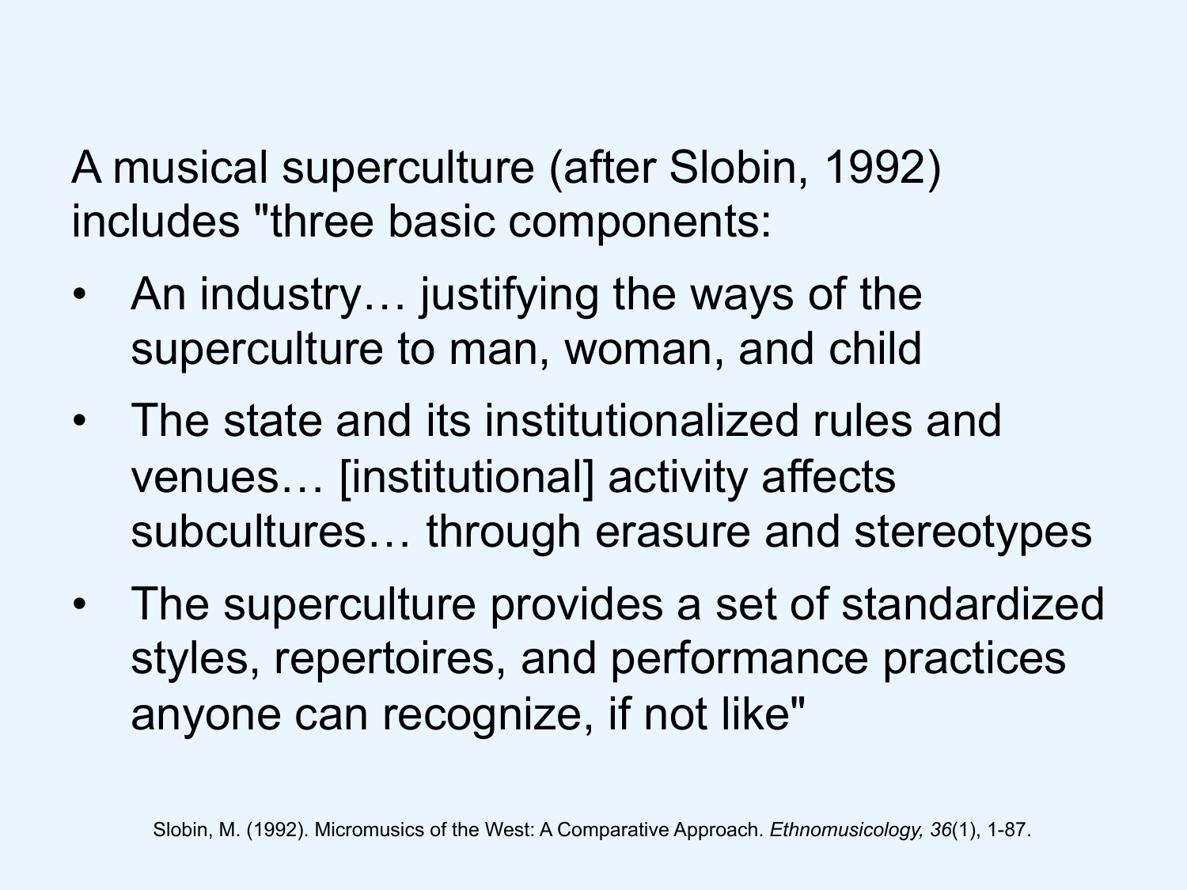A musical superculture (after Slobin, 1992) includes "three basic components:

- An industry… justifying the ways of the superculture to man, woman, and child
- The state and its institutionalized rules and venues… [institutional] activity affects subcultures… through erasure and stereotypes
- The superculture provides a set of standardized styles, repertoires, and performance practices anyone can recognize, if not like"

Slobin, M. (1992). Micromusics of the West: A Comparative Approach. *Ethnomusicology, 36*(1), 1-87.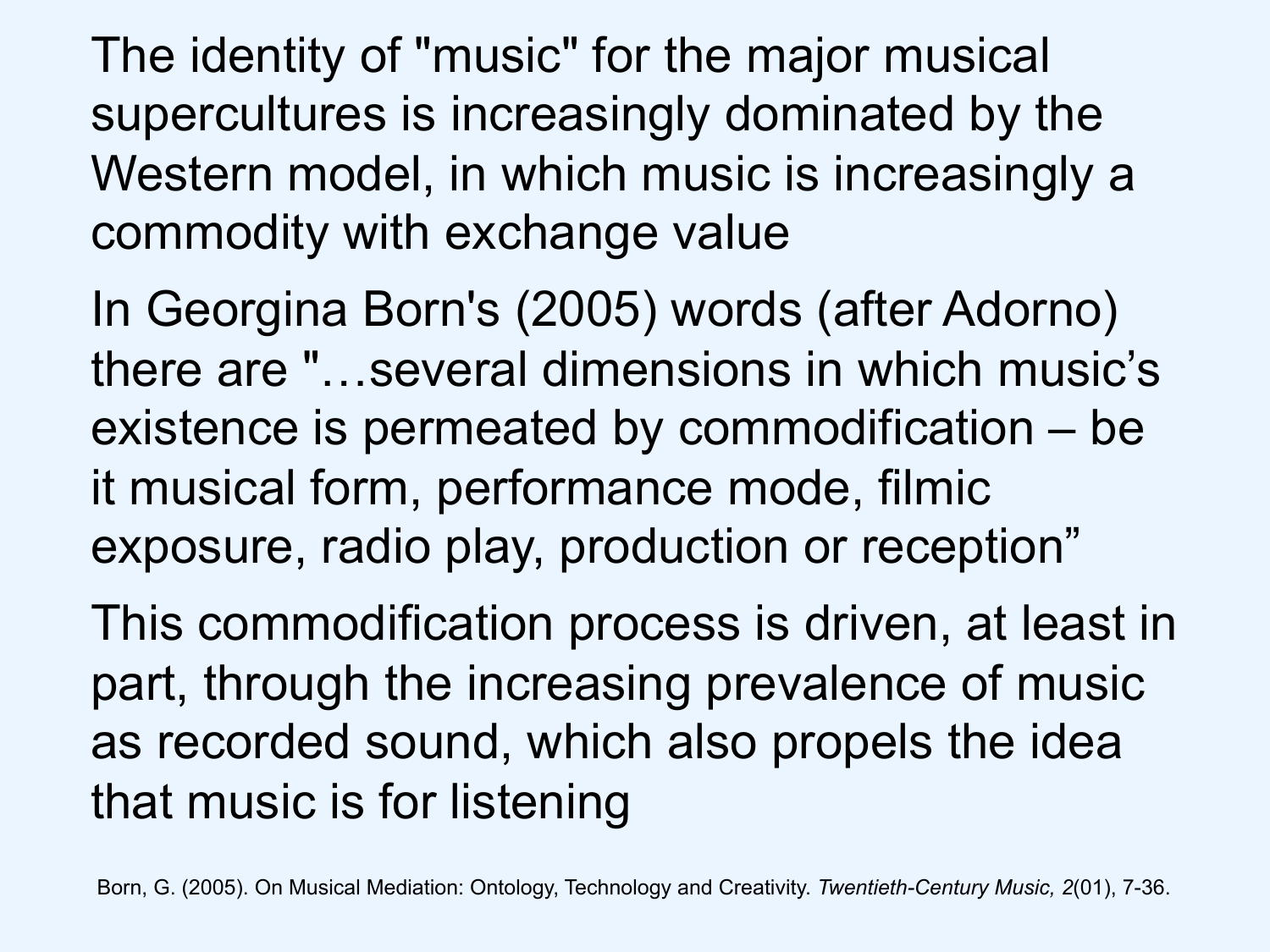The identity of "music" for the major musical supercultures is increasingly dominated by the Western model, in which music is increasingly a commodity with exchange value

In Georgina Born's (2005) words (after Adorno) there are "…several dimensions in which music's existence is permeated by commodification – be it musical form, performance mode, filmic exposure, radio play, production or reception"

This commodification process is driven, at least in part, through the increasing prevalence of music as recorded sound, which also propels the idea that music is for listening

Born, G. (2005). On Musical Mediation: Ontology, Technology and Creativity. *Twentieth-Century Music, 2*(01), 7-36.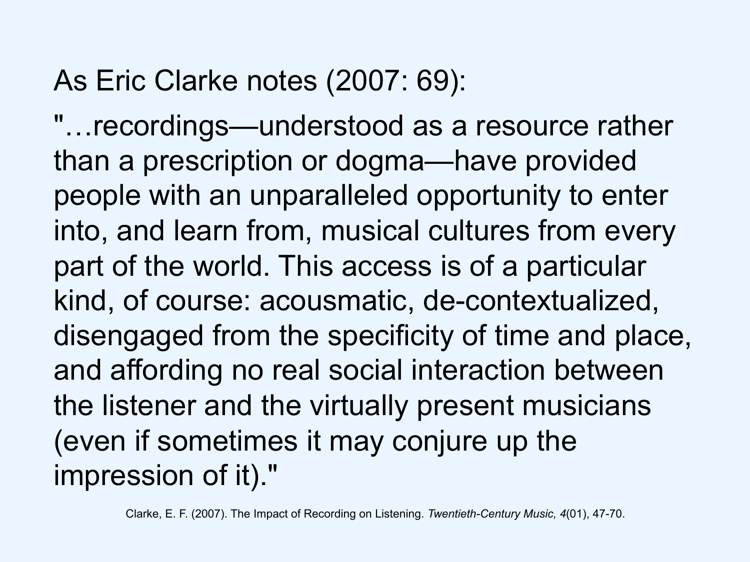As Eric Clarke notes (2007: 69):

"…recordings—understood as a resource rather than a prescription or dogma—have provided people with an unparalleled opportunity to enter into, and learn from, musical cultures from every part of the world. This access is of a particular kind, of course: acousmatic, de-contextualized, disengaged from the specificity of time and place, and affording no real social interaction between the listener and the virtually present musicians (even if sometimes it may conjure up the impression of it)."

Clarke, E. F. (2007). The Impact of Recording on Listening. *Twentieth-Century Music, 4*(01), 47-70.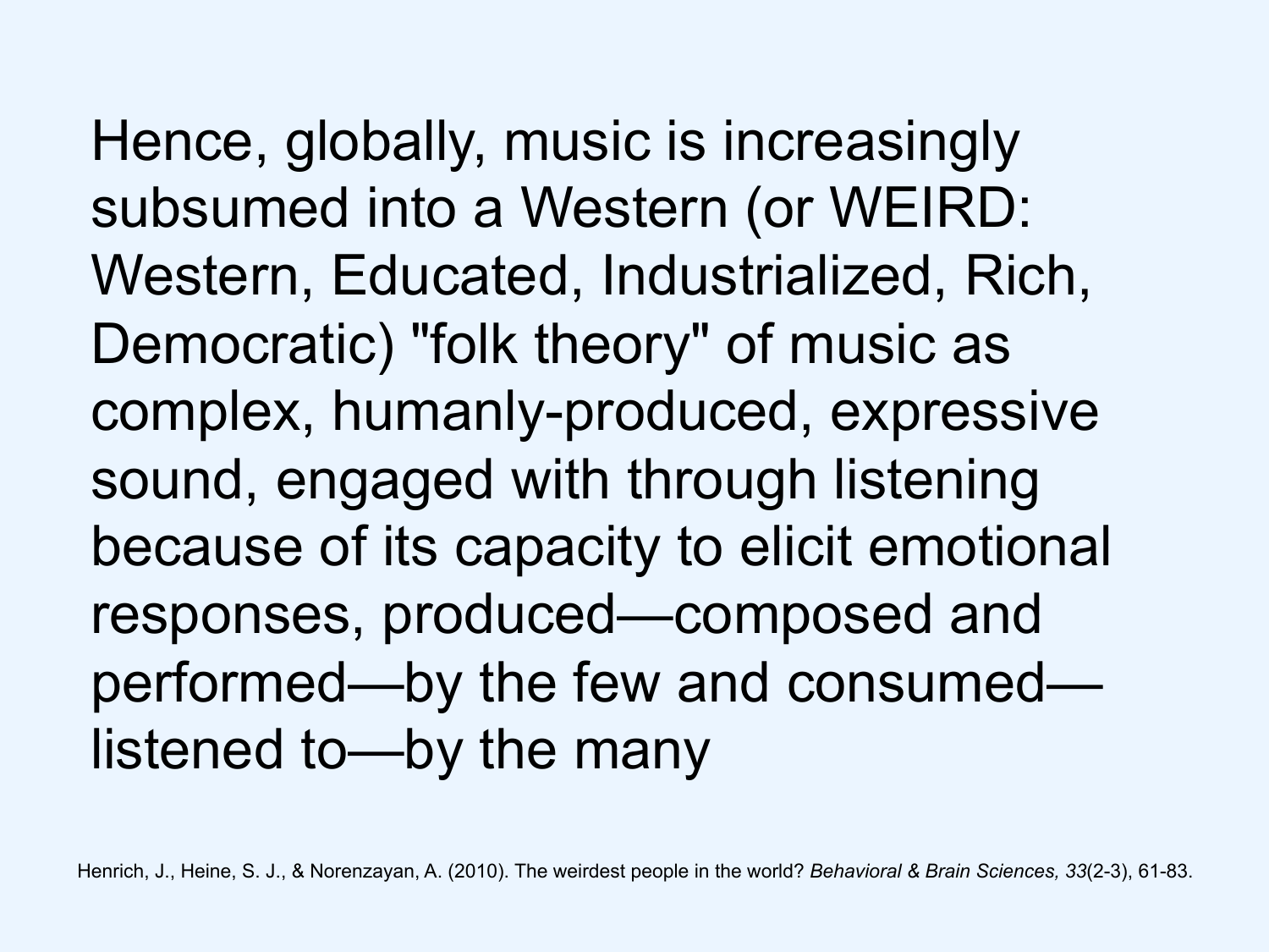Hence, globally, music is increasingly subsumed into a Western (or WEIRD: Western, Educated, Industrialized, Rich, Democratic) "folk theory" of music as complex, humanly-produced, expressive sound, engaged with through listening because of its capacity to elicit emotional responses, produced—composed and performed—by the few and consumed—listened to—by the many

Henrich, J., Heine, S. J., & Norenzayan, A. (2010). The weirdest people in the world? *Behavioral & Brain Sciences, 33*(2-3), 61-83.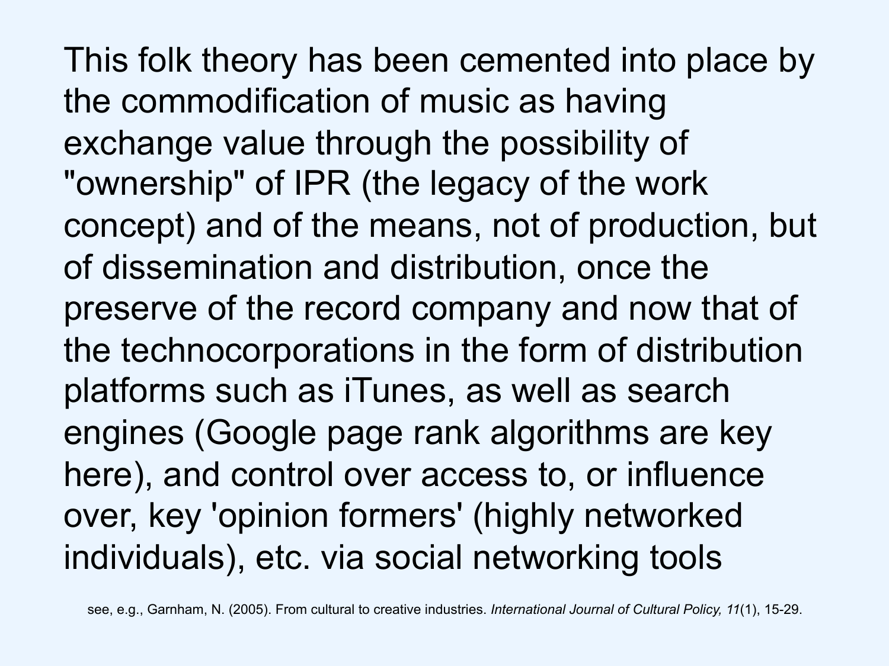This folk theory has been cemented into place by the commodification of music as having exchange value through the possibility of "ownership" of IPR (the legacy of the work concept) and of the means, not of production, but of dissemination and distribution, once the preserve of the record company and now that of the technocorporations in the form of distribution platforms such as iTunes, as well as search engines (Google page rank algorithms are key here), and control over access to, or influence over, key 'opinion formers' (highly networked individuals), etc. via social networking tools

see, e.g., Garnham, N. (2005). From cultural to creative industries. *International Journal of Cultural Policy, 11*(1), 15-29.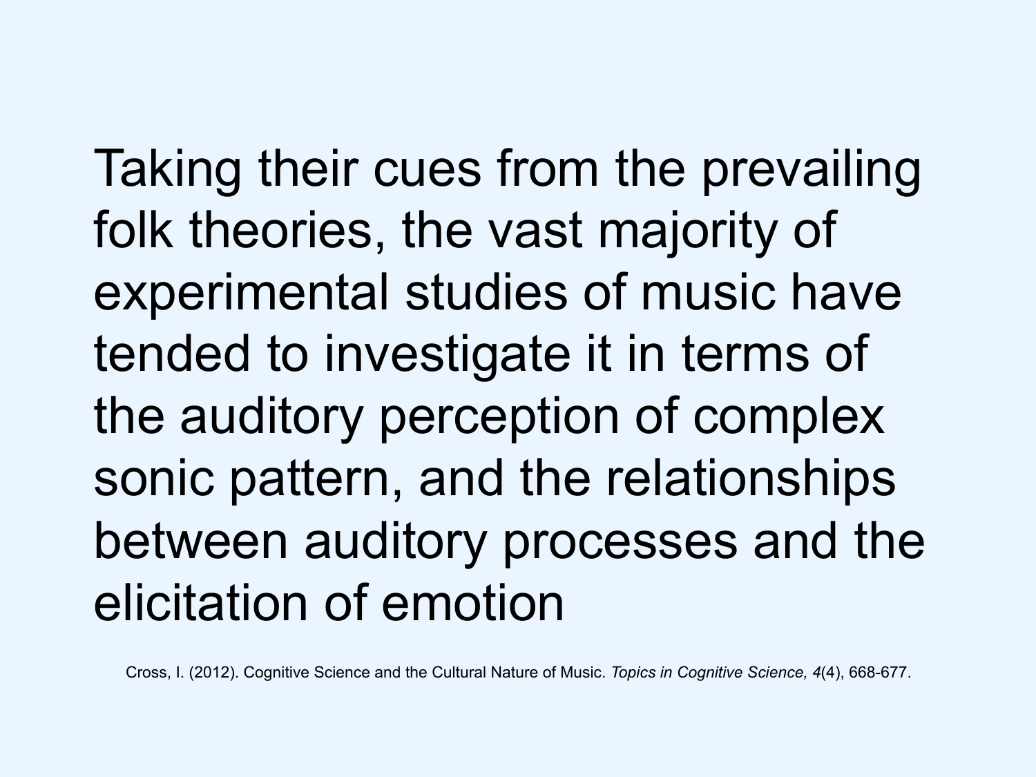Taking their cues from the prevailing folk theories, the vast majority of experimental studies of music have tended to investigate it in terms of the auditory perception of complex sonic pattern, and the relationships between auditory processes and the elicitation of emotion

Cross, I. (2012). Cognitive Science and the Cultural Nature of Music. *Topics in Cognitive Science, 4*(4), 668-677.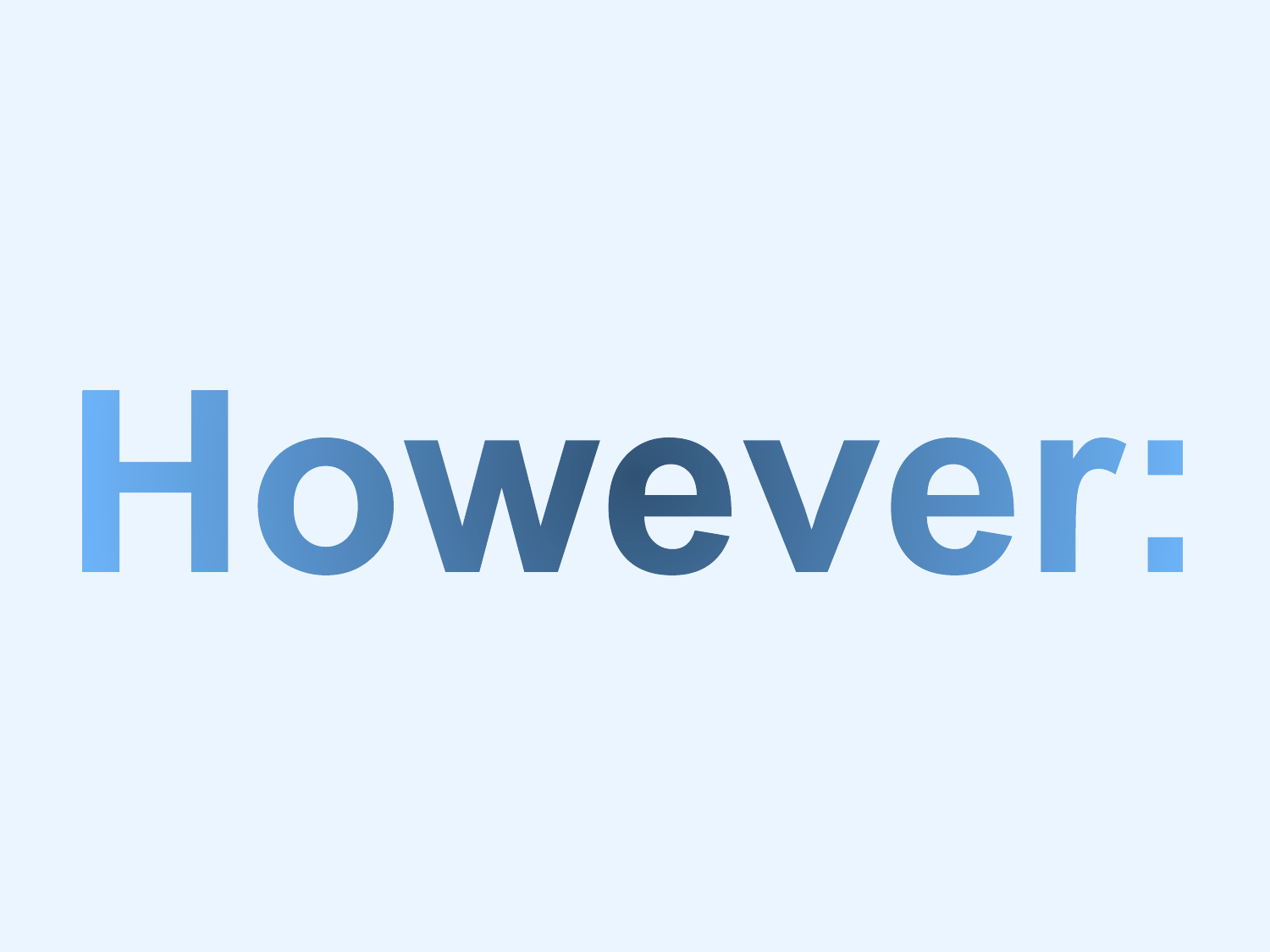# However: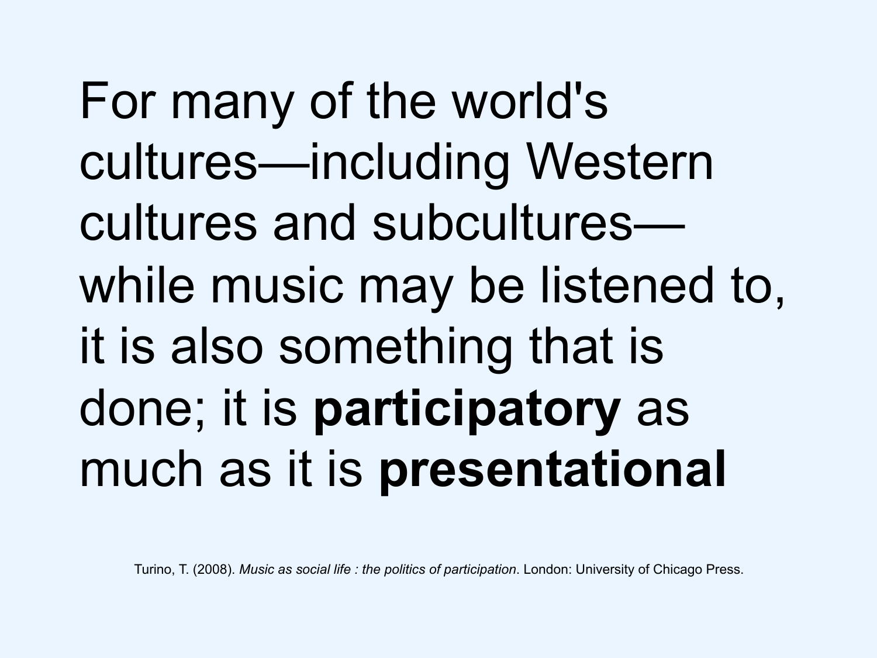For many of the world's cultures—including Western cultures and subcultures—while music may be listened to, it is also something that is done; it is **participatory** as much as it is **presentational**

Turino, T. (2008). *Music as social life : the politics of participation*. London: University of Chicago Press.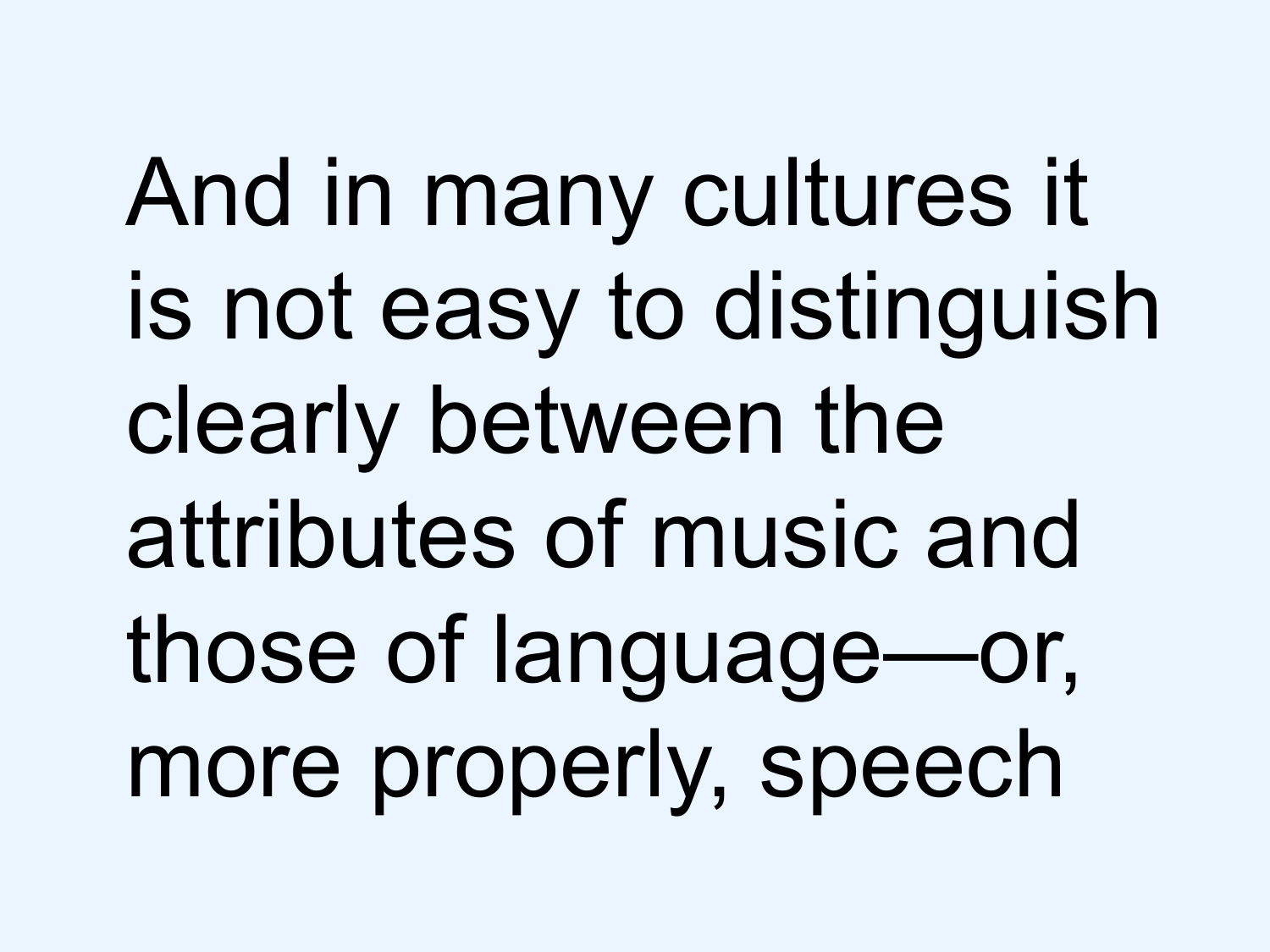And in many cultures it is not easy to distinguish clearly between the attributes of music and those of language—or, more properly, speech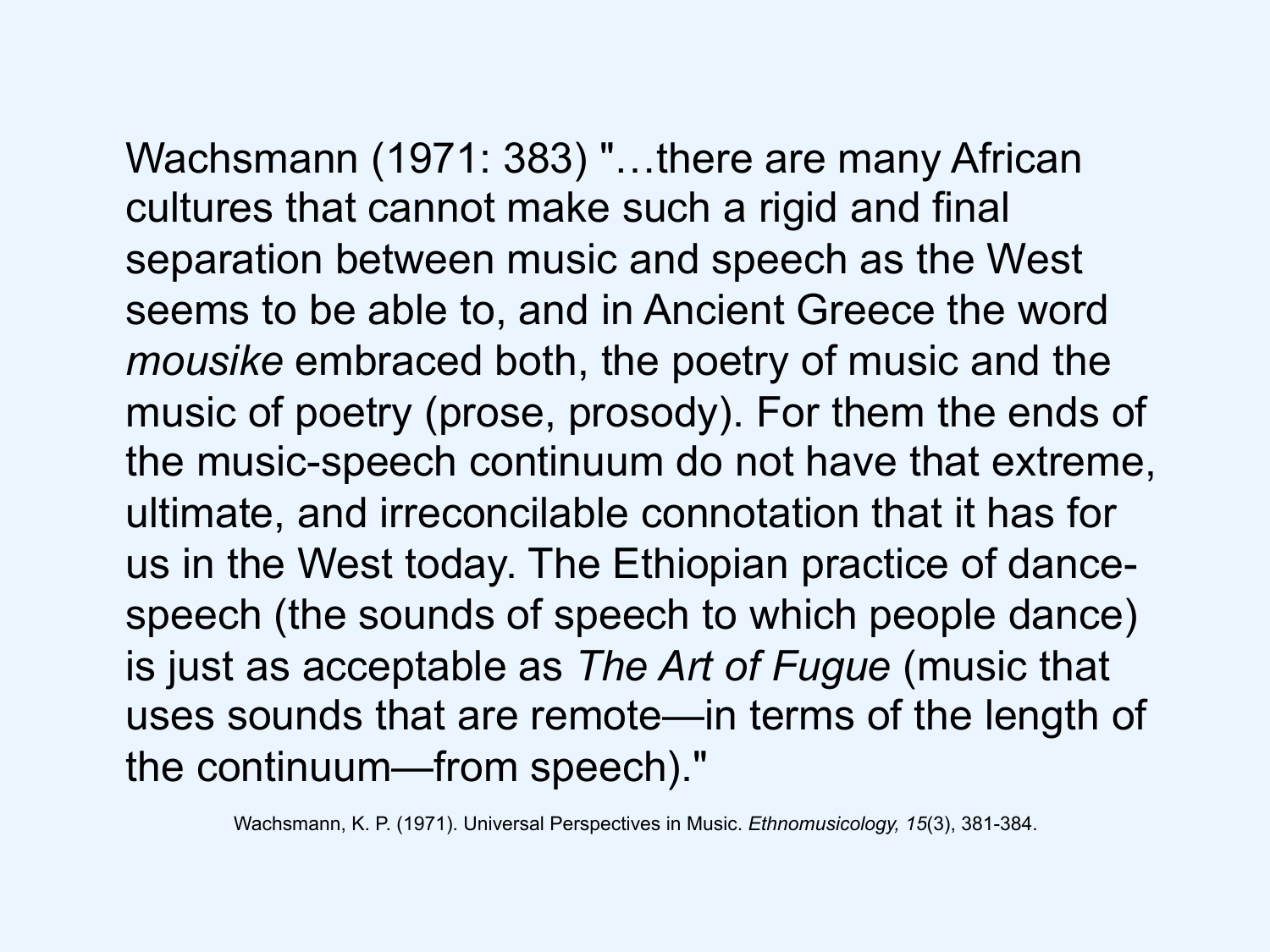Wachsmann (1971: 383) "…there are many African cultures that cannot make such a rigid and final separation between music and speech as the West seems to be able to, and in Ancient Greece the word *mousike* embraced both, the poetry of music and the music of poetry (prose, prosody). For them the ends of the music-speech continuum do not have that extreme, ultimate, and irreconcilable connotation that it has for us in the West today. The Ethiopian practice of dance-speech (the sounds of speech to which people dance) is just as acceptable as *The Art of Fugue* (music that uses sounds that are remote—in terms of the length of the continuum—from speech)."

Wachsmann, K. P. (1971). Universal Perspectives in Music. *Ethnomusicology, 15*(3), 381-384.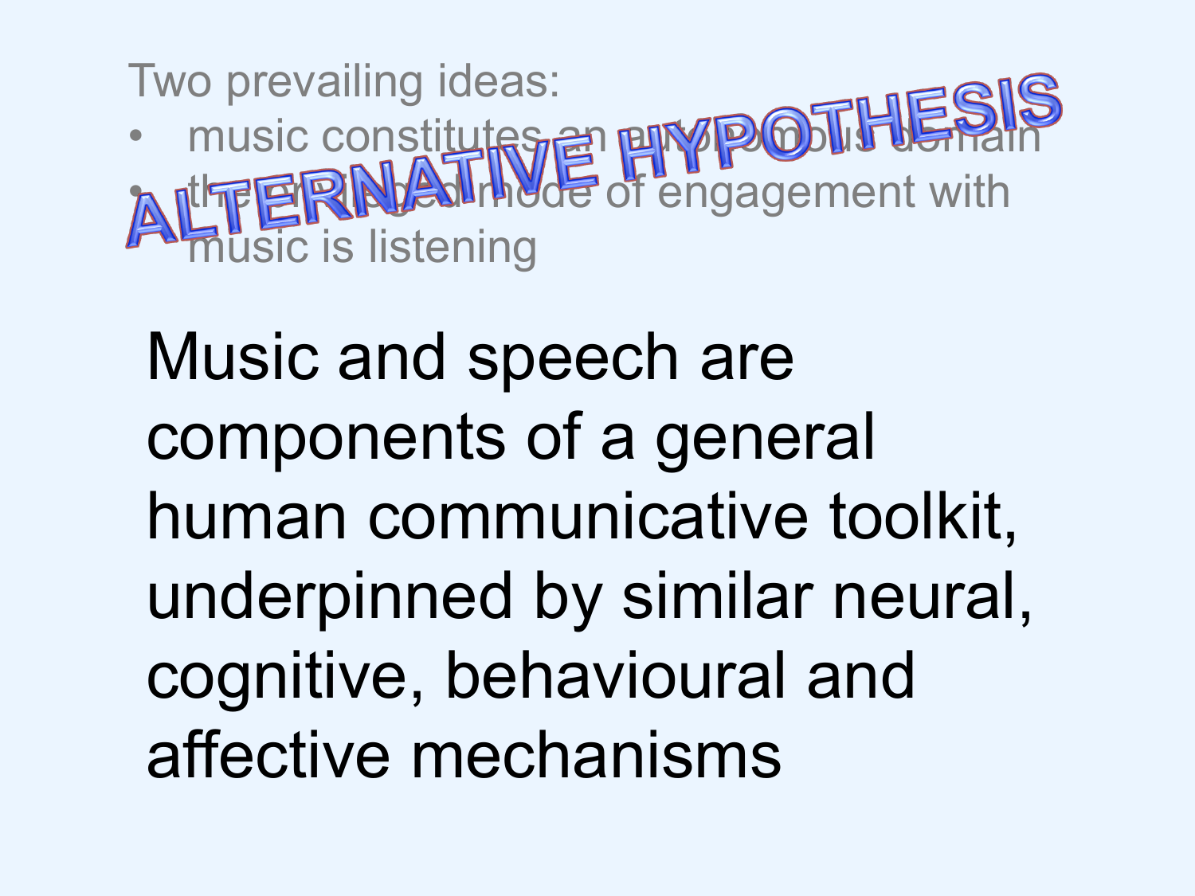Two prevailing ideas:

- music constitutes an autonomous domain
- the privileged mode of engagement with music is listening

# ALTERNATIVE HYPOTHESIS

Music and speech are components of a general human communicative toolkit, underpinned by similar neural, cognitive, behavioural and affective mechanisms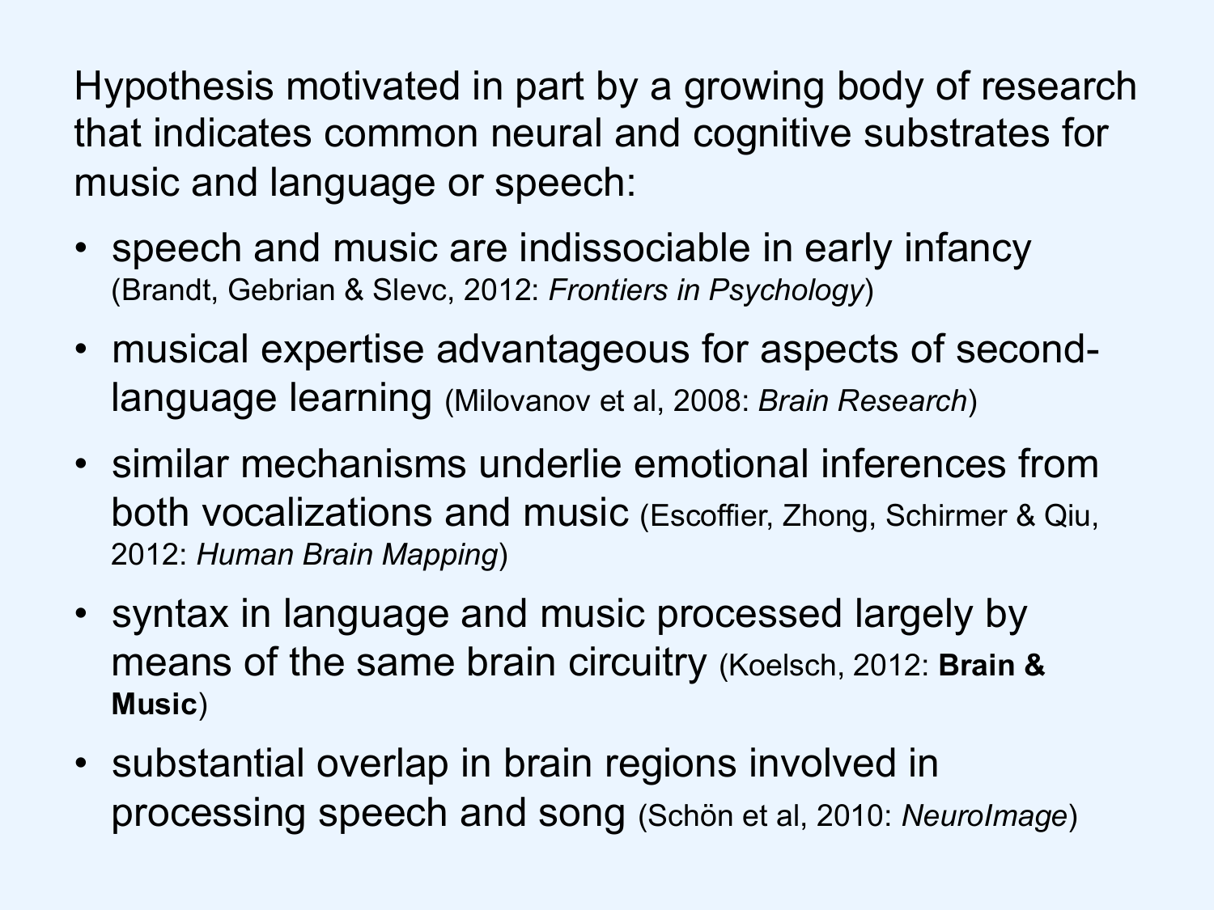Hypothesis motivated in part by a growing body of research that indicates common neural and cognitive substrates for music and language or speech:

- speech and music are indissociable in early infancy (Brandt, Gebrian & Slevc, 2012: *Frontiers in Psychology*)
- musical expertise advantageous for aspects of second-language learning (Milovanov et al, 2008: *Brain Research*)
- similar mechanisms underlie emotional inferences from both vocalizations and music (Escoffier, Zhong, Schirmer & Qiu, 2012: *Human Brain Mapping*)
- syntax in language and music processed largely by means of the same brain circuitry (Koelsch, 2012: **Brain & Music**)
- substantial overlap in brain regions involved in processing speech and song (Schön et al, 2010: *NeuroImage*)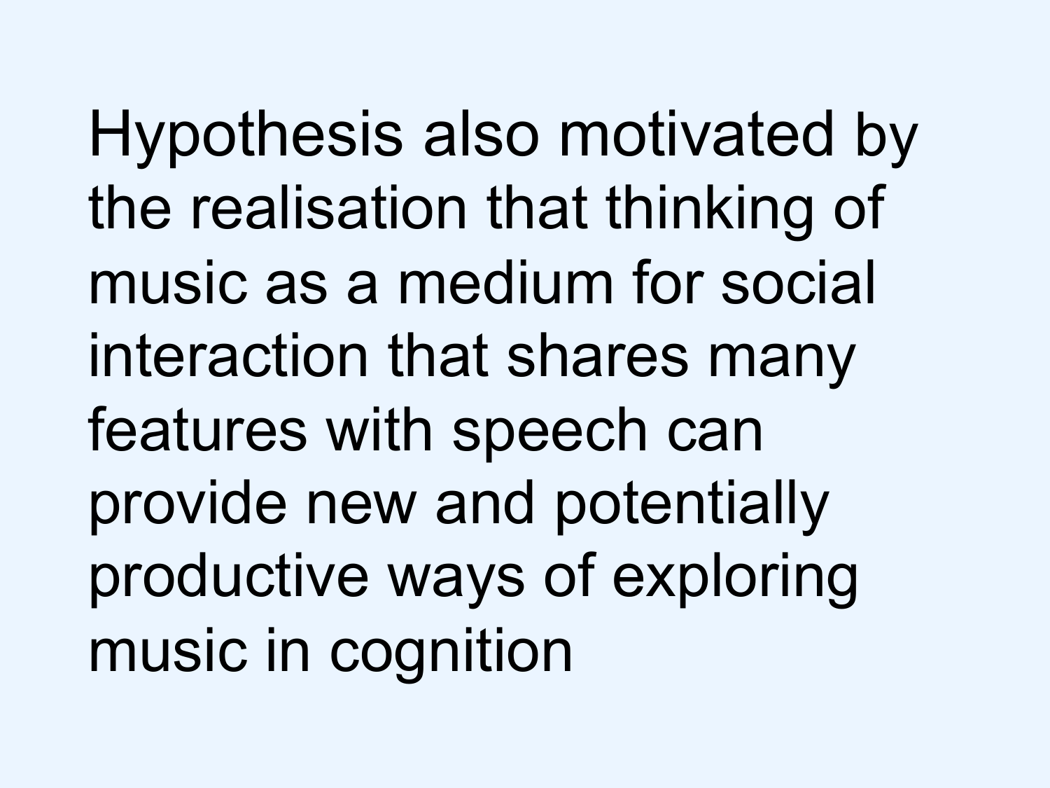Hypothesis also motivated by the realisation that thinking of music as a medium for social interaction that shares many features with speech can provide new and potentially productive ways of exploring music in cognition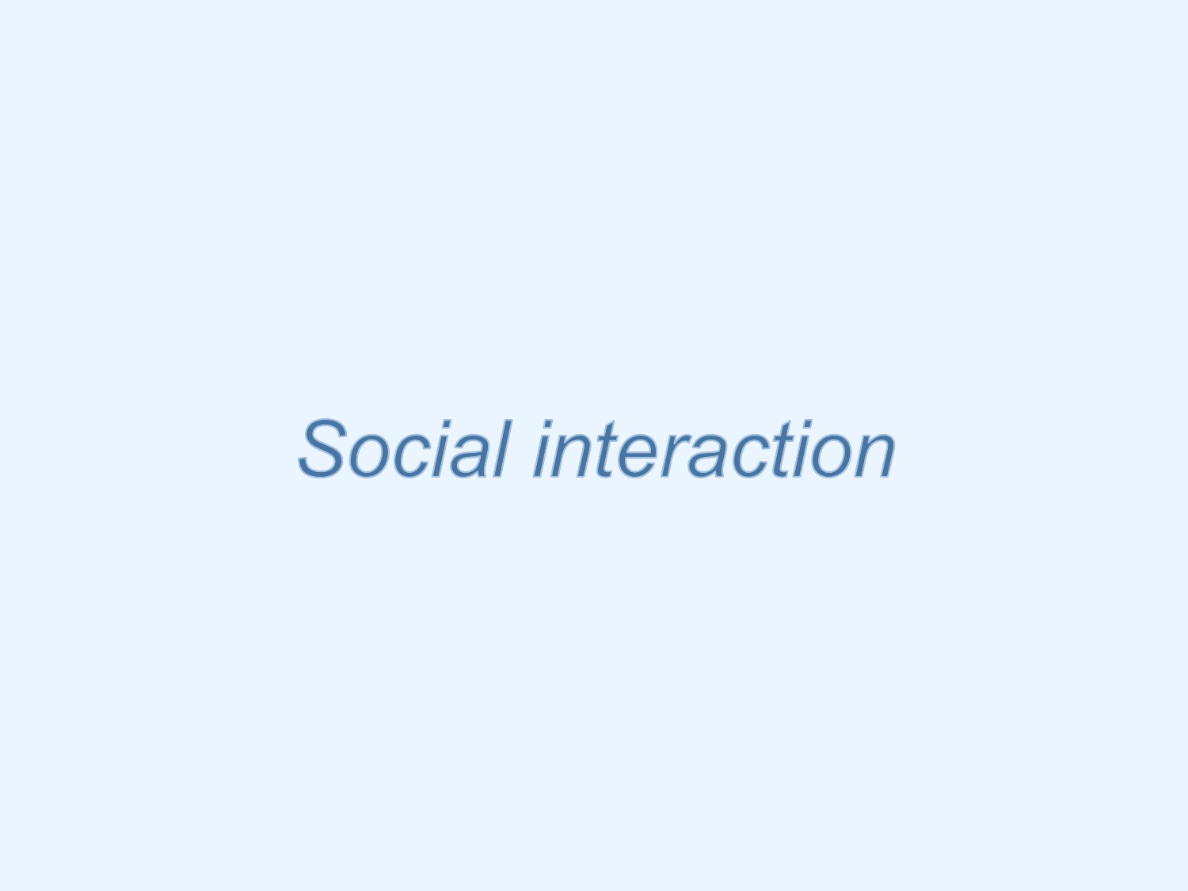# *Social interaction*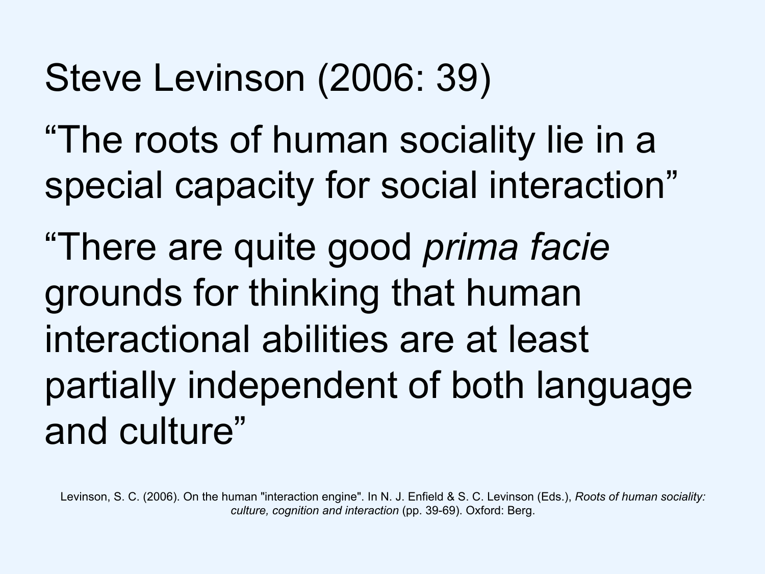# Steve Levinson (2006: 39)

"The roots of human sociality lie in a special capacity for social interaction"

"There are quite good *prima facie* grounds for thinking that human interactional abilities are at least partially independent of both language and culture"

Levinson, S. C. (2006). On the human "interaction engine". In N. J. Enfield & S. C. Levinson (Eds.), *Roots of human sociality: culture, cognition and interaction* (pp. 39-69). Oxford: Berg.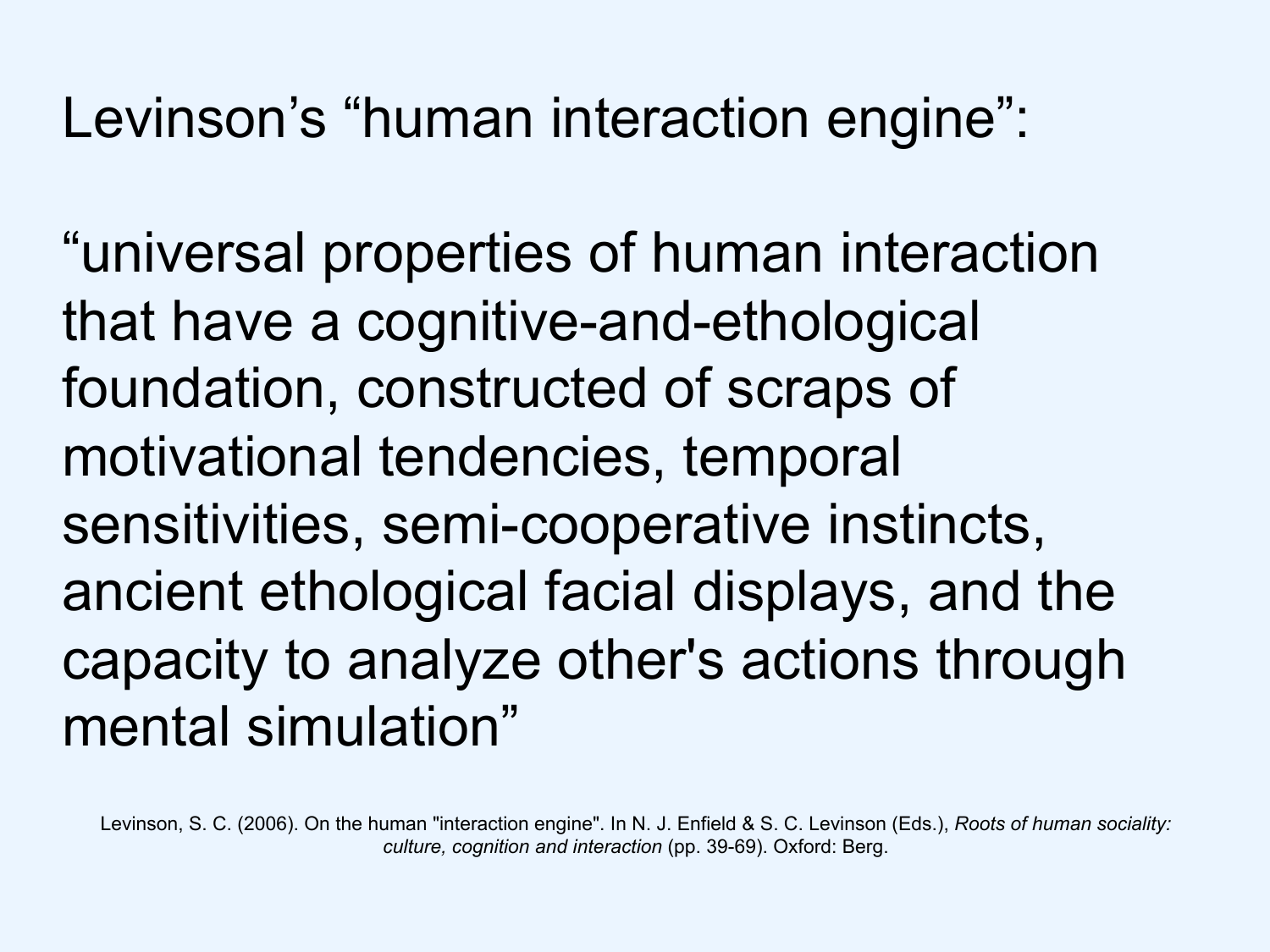Levinson's "human interaction engine":

"universal properties of human interaction that have a cognitive-and-ethological foundation, constructed of scraps of motivational tendencies, temporal sensitivities, semi-cooperative instincts, ancient ethological facial displays, and the capacity to analyze other's actions through mental simulation"

Levinson, S. C. (2006). On the human "interaction engine". In N. J. Enfield & S. C. Levinson (Eds.), *Roots of human sociality: culture, cognition and interaction* (pp. 39-69). Oxford: Berg.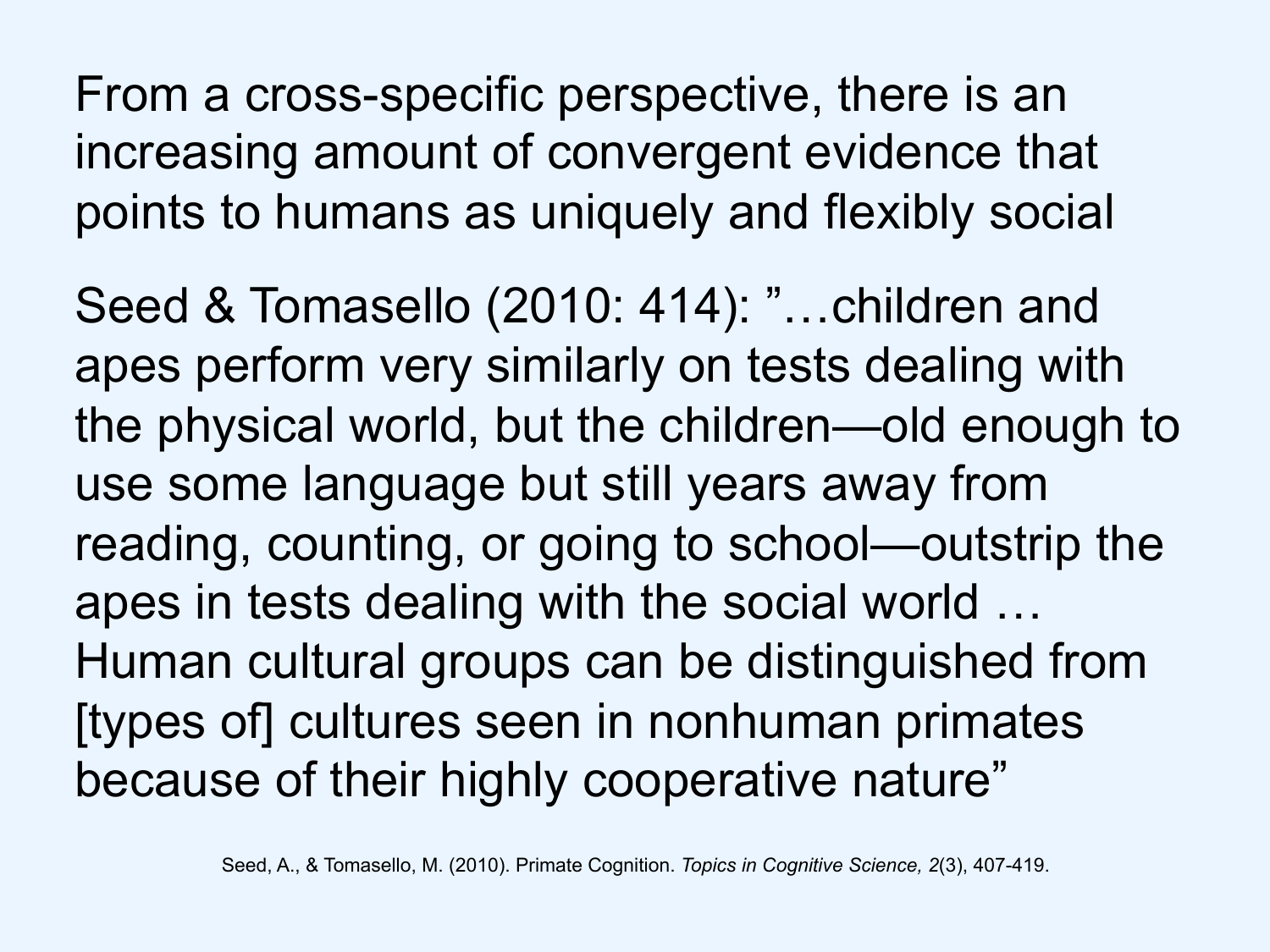From a cross-specific perspective, there is an increasing amount of convergent evidence that points to humans as uniquely and flexibly social

Seed & Tomasello (2010: 414): ”…children and apes perform very similarly on tests dealing with the physical world, but the children—old enough to use some language but still years away from reading, counting, or going to school—outstrip the apes in tests dealing with the social world … Human cultural groups can be distinguished from [types of] cultures seen in nonhuman primates because of their highly cooperative nature”

Seed, A., & Tomasello, M. (2010). Primate Cognition. *Topics in Cognitive Science, 2*(3), 407-419.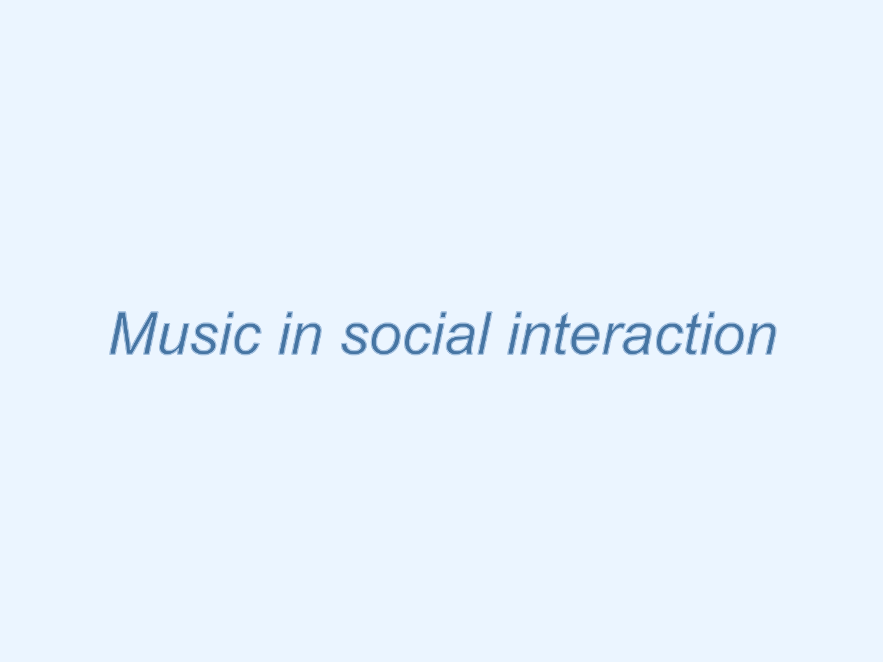# *Music in social interaction*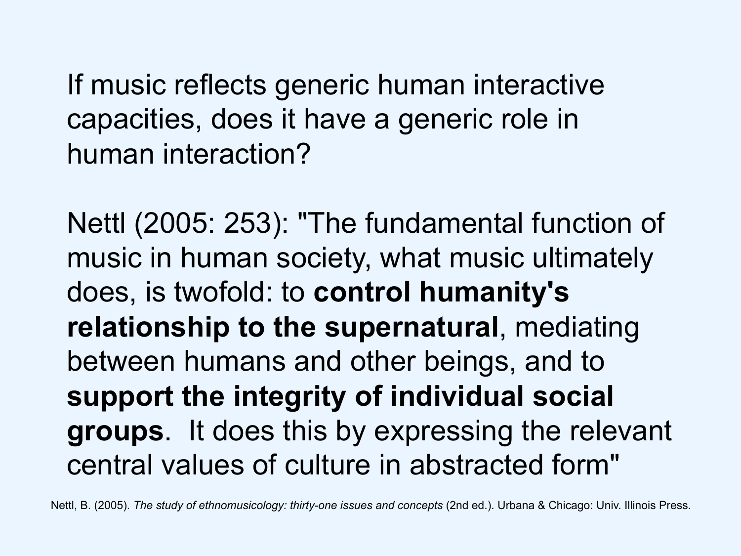If music reflects generic human interactive capacities, does it have a generic role in human interaction?

Nettl (2005: 253): "The fundamental function of music in human society, what music ultimately does, is twofold: to **control humanity's relationship to the supernatural**, mediating between humans and other beings, and to **support the integrity of individual social groups**. It does this by expressing the relevant central values of culture in abstracted form"

Nettl, B. (2005). *The study of ethnomusicology: thirty-one issues and concepts* (2nd ed.). Urbana & Chicago: Univ. Illinois Press.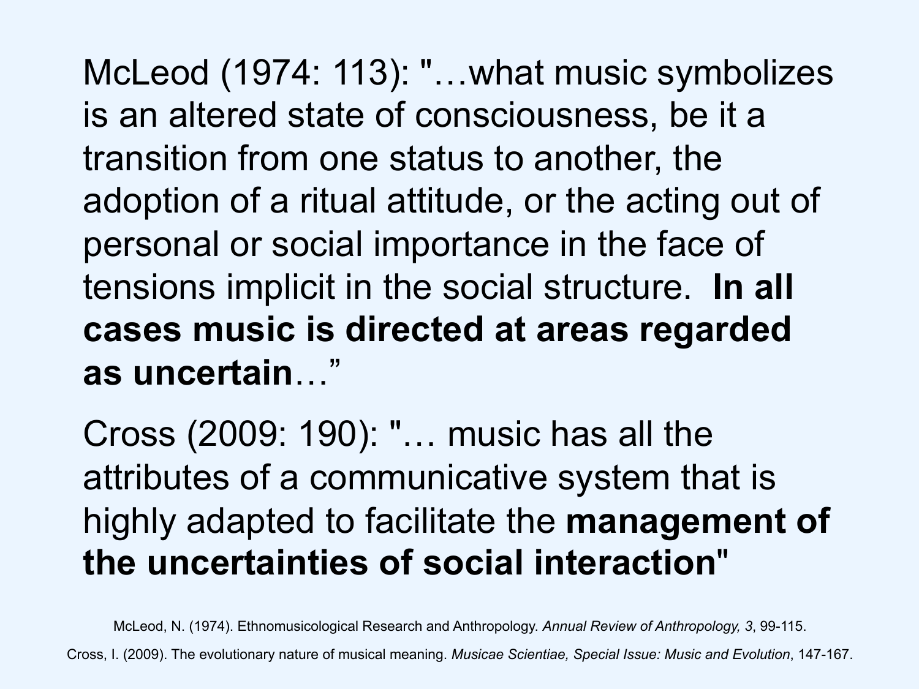McLeod (1974: 113): "…what music symbolizes is an altered state of consciousness, be it a transition from one status to another, the adoption of a ritual attitude, or the acting out of personal or social importance in the face of tensions implicit in the social structure. **In all cases music is directed at areas regarded as uncertain**…"

Cross (2009: 190): "… music has all the attributes of a communicative system that is highly adapted to facilitate the **management of the uncertainties of social interaction**"

McLeod, N. (1974). Ethnomusicological Research and Anthropology. *Annual Review of Anthropology, 3*, 99-115.

Cross, I. (2009). The evolutionary nature of musical meaning. *Musicae Scientiae, Special Issue: Music and Evolution*, 147-167.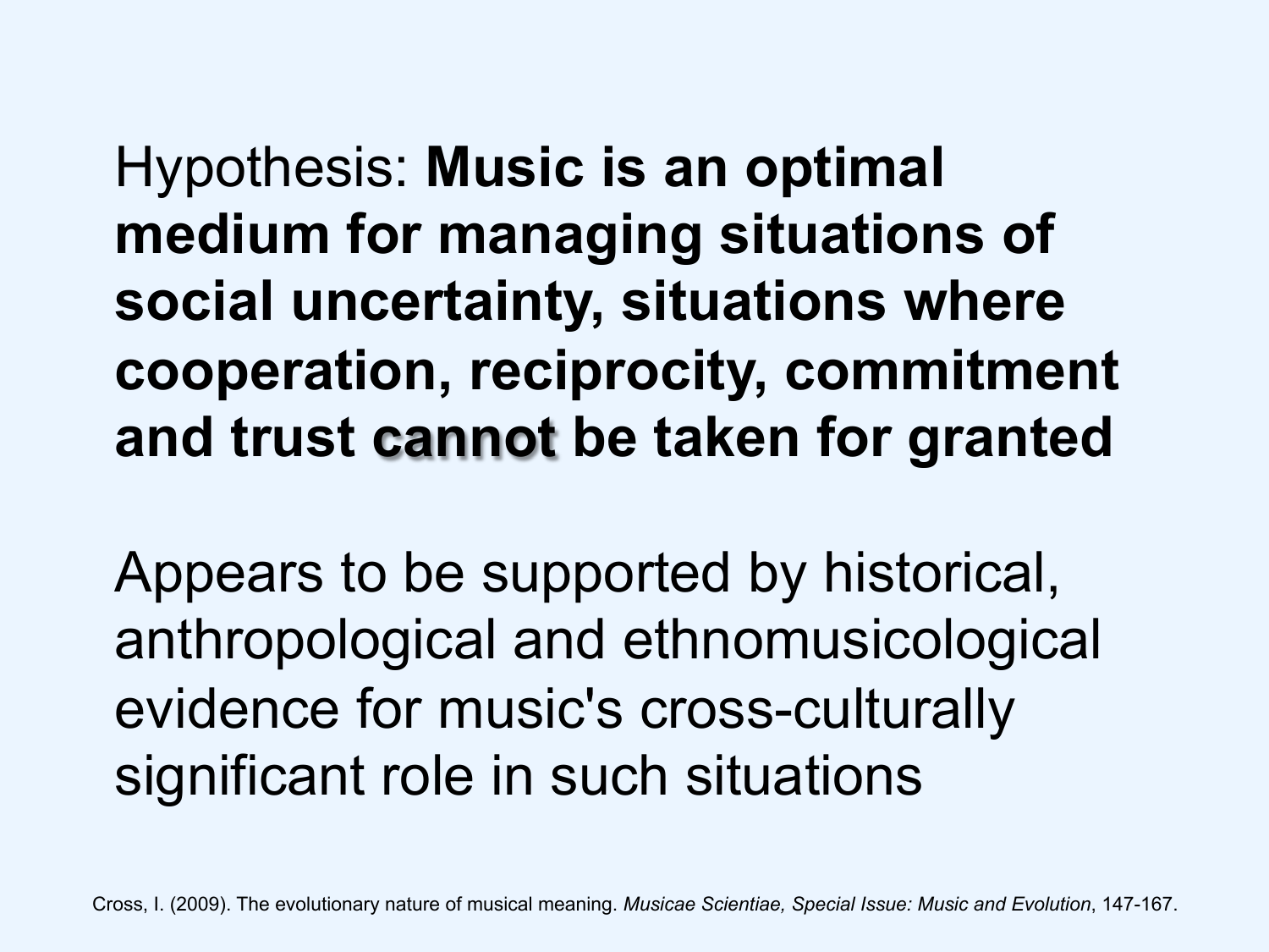Hypothesis: **Music is an optimal medium for managing situations of social uncertainty, situations where cooperation, reciprocity, commitment and trust cannot be taken for granted**

Appears to be supported by historical, anthropological and ethnomusicological evidence for music's cross-culturally significant role in such situations

Cross, I. (2009). The evolutionary nature of musical meaning. *Musicae Scientiae, Special Issue: Music and Evolution*, 147-167.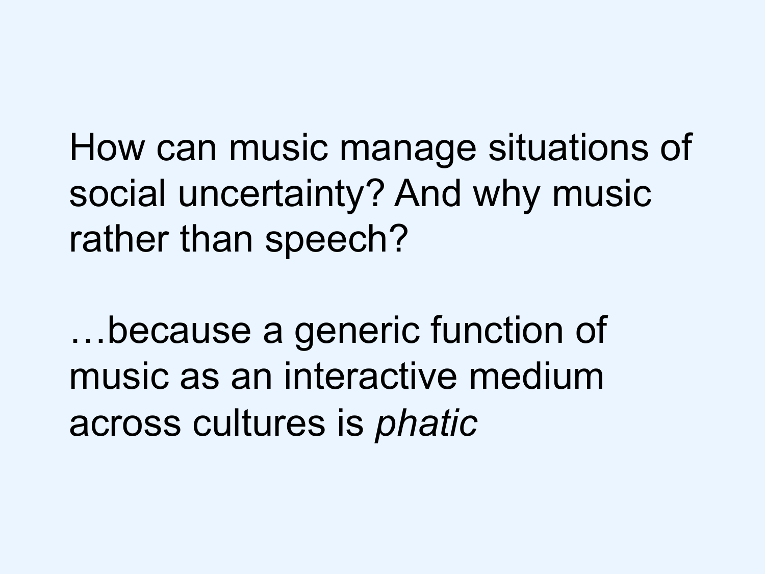How can music manage situations of social uncertainty? And why music rather than speech?

…because a generic function of music as an interactive medium across cultures is *phatic*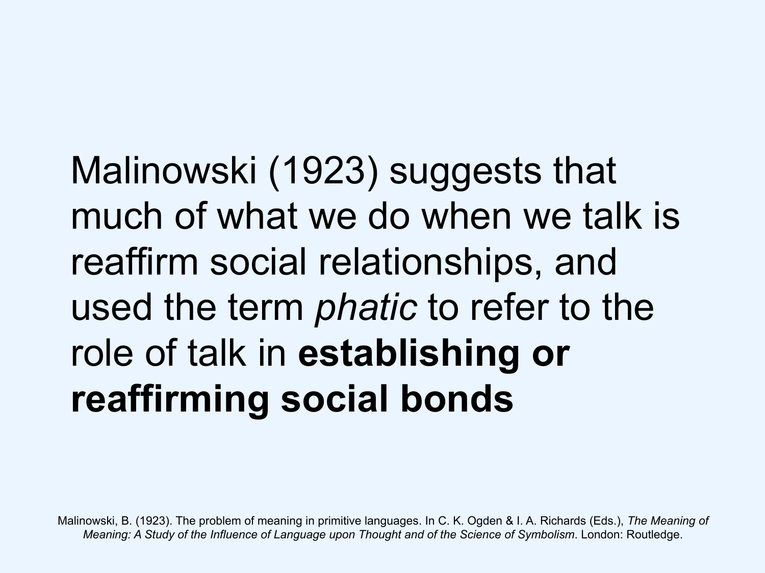Malinowski (1923) suggests that much of what we do when we talk is reaffirm social relationships, and used the term *phatic* to refer to the role of talk in **establishing or reaffirming social bonds**

Malinowski, B. (1923). The problem of meaning in primitive languages. In C. K. Ogden & I. A. Richards (Eds.), *The Meaning of Meaning: A Study of the Influence of Language upon Thought and of the Science of Symbolism*. London: Routledge.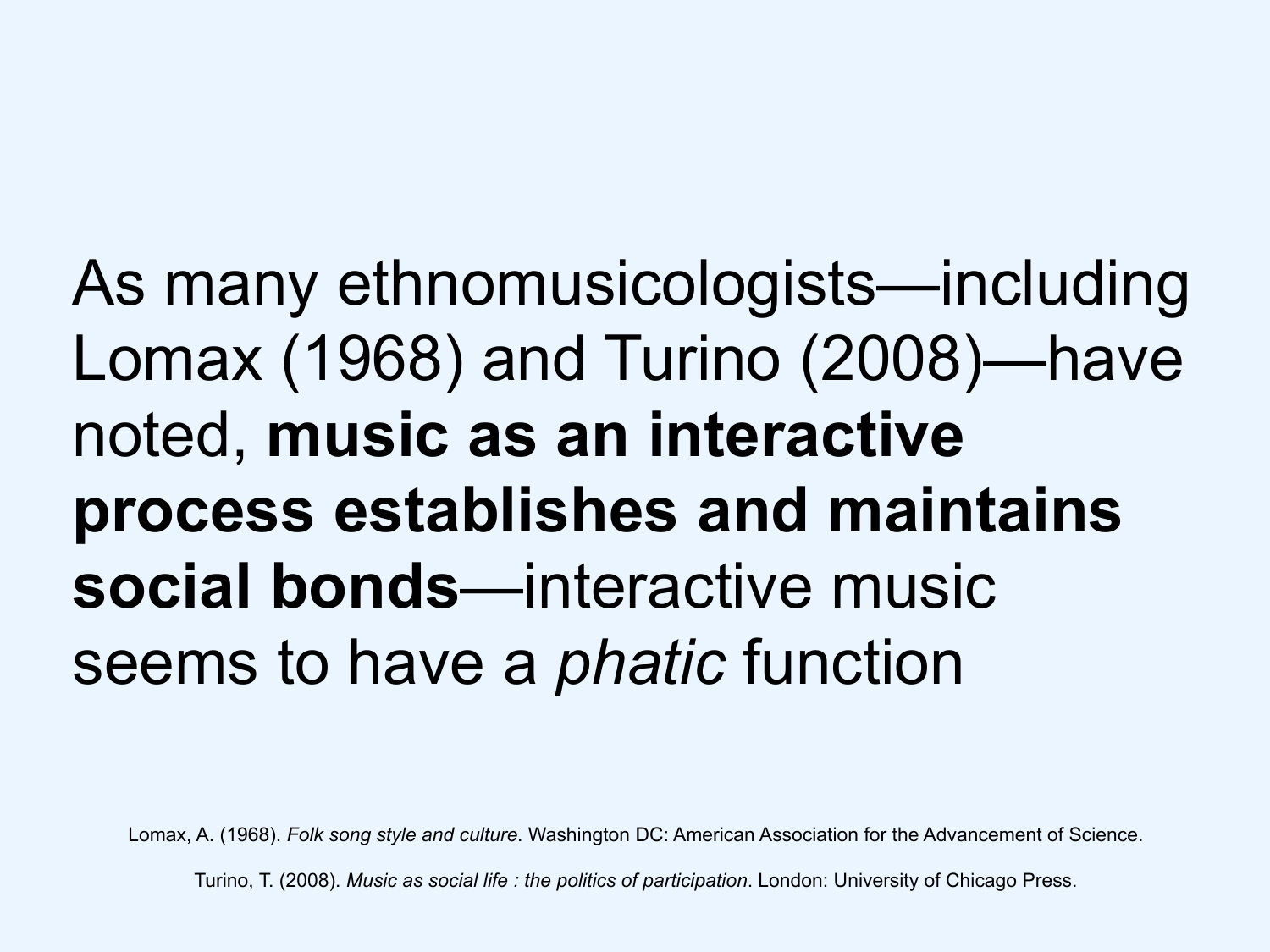As many ethnomusicologists—including Lomax (1968) and Turino (2008)—have noted, **music as an interactive process establishes and maintains social bonds**—interactive music seems to have a *phatic* function

Lomax, A. (1968). *Folk song style and culture*. Washington DC: American Association for the Advancement of Science.

Turino, T. (2008). *Music as social life : the politics of participation*. London: University of Chicago Press.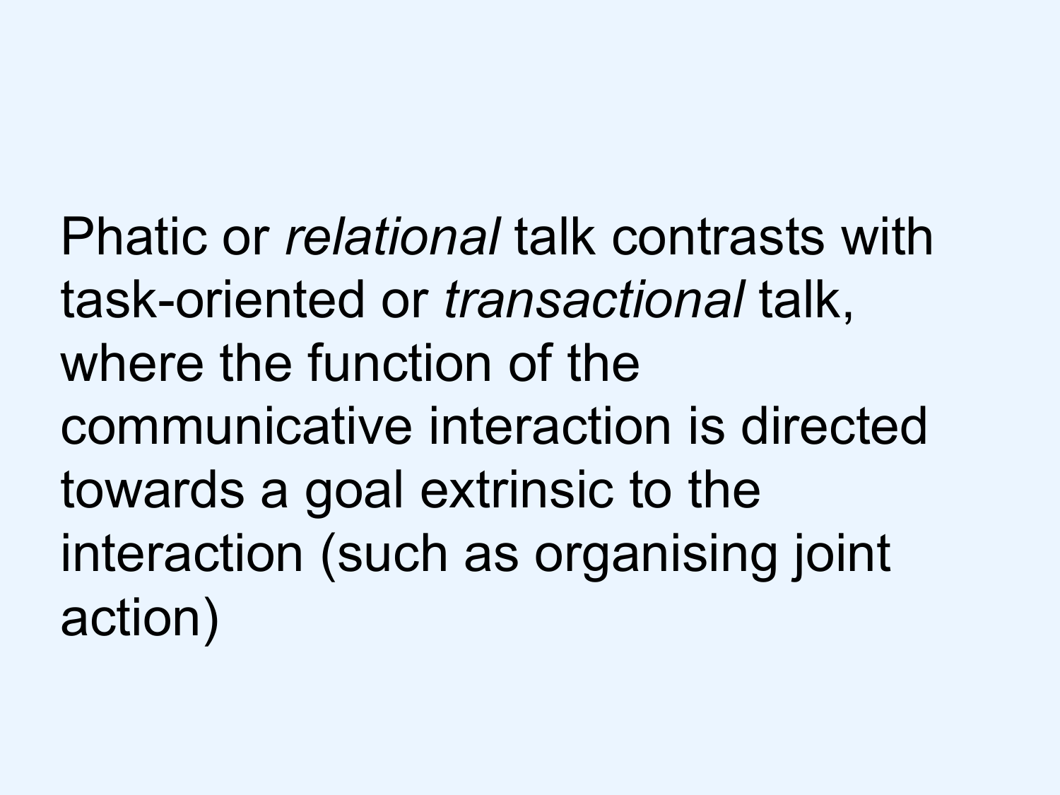Phatic or *relational* talk contrasts with task-oriented or *transactional* talk, where the function of the communicative interaction is directed towards a goal extrinsic to the interaction (such as organising joint action)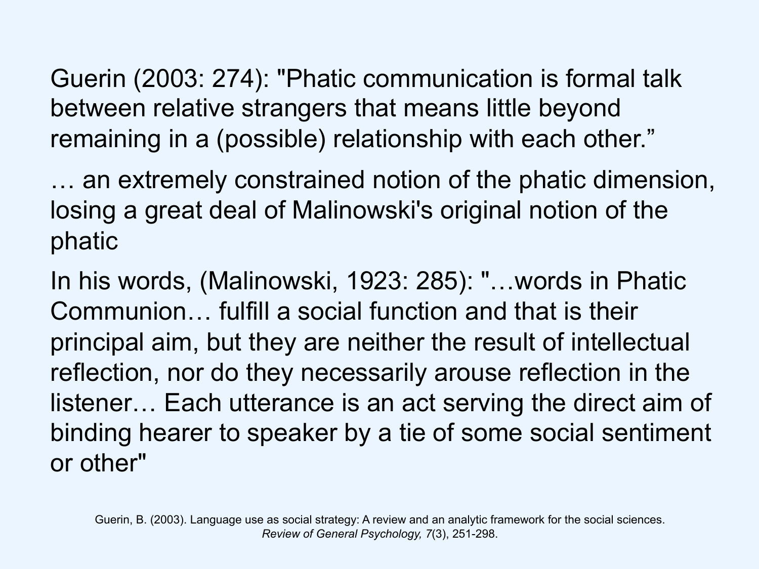Guerin (2003: 274): "Phatic communication is formal talk between relative strangers that means little beyond remaining in a (possible) relationship with each other."

… an extremely constrained notion of the phatic dimension, losing a great deal of Malinowski's original notion of the phatic

In his words, (Malinowski, 1923: 285): "…words in Phatic Communion… fulfill a social function and that is their principal aim, but they are neither the result of intellectual reflection, nor do they necessarily arouse reflection in the listener… Each utterance is an act serving the direct aim of binding hearer to speaker by a tie of some social sentiment or other"

Guerin, B. (2003). Language use as social strategy: A review and an analytic framework for the social sciences. *Review of General Psychology, 7*(3), 251-298.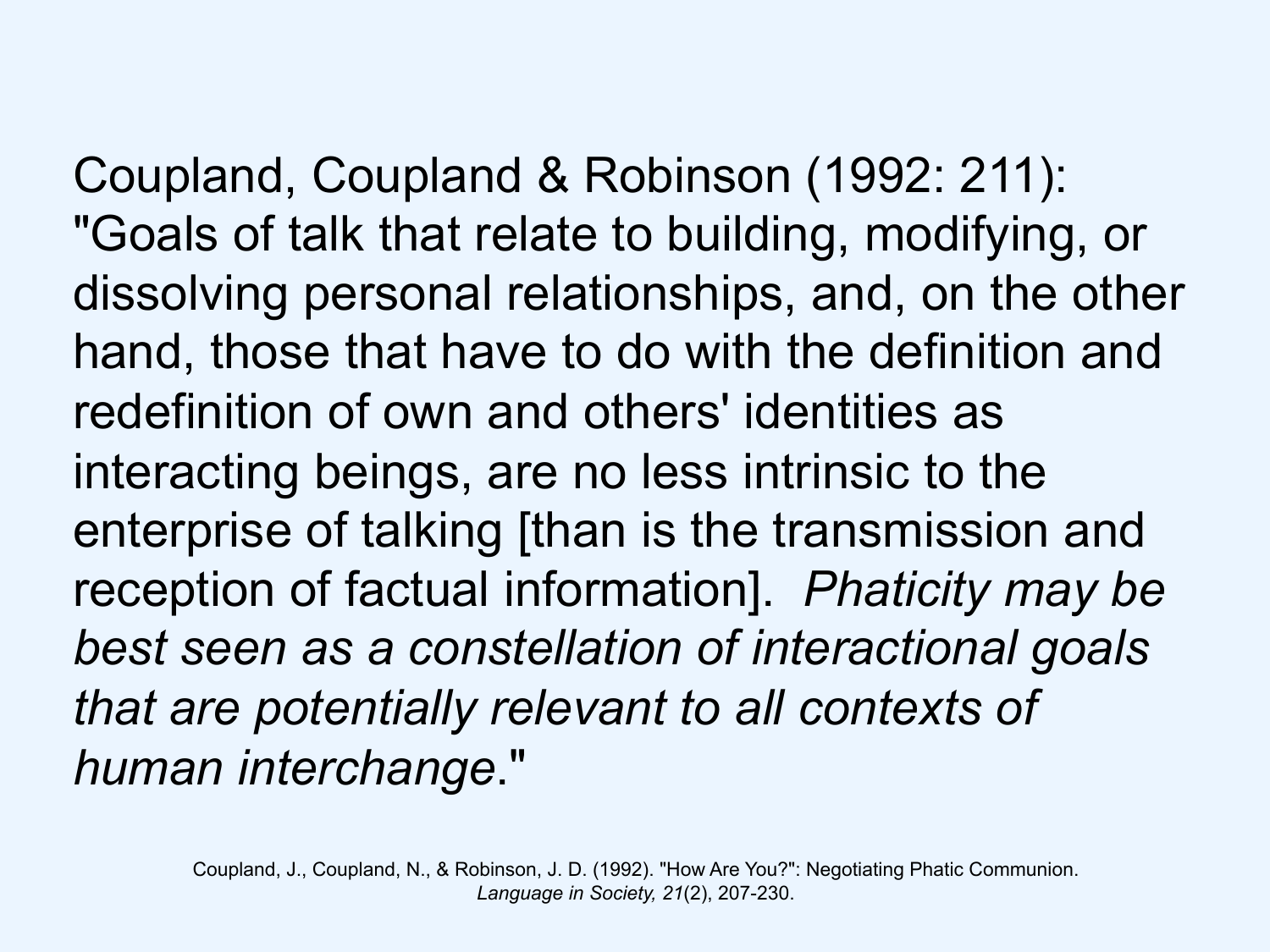Coupland, Coupland & Robinson (1992: 211): "Goals of talk that relate to building, modifying, or dissolving personal relationships, and, on the other hand, those that have to do with the definition and redefinition of own and others' identities as interacting beings, are no less intrinsic to the enterprise of talking [than is the transmission and reception of factual information]. *Phaticity may be best seen as a constellation of interactional goals that are potentially relevant to all contexts of human interchange*."

Coupland, J., Coupland, N., & Robinson, J. D. (1992). "How Are You?": Negotiating Phatic Communion. *Language in Society, 21*(2), 207-230.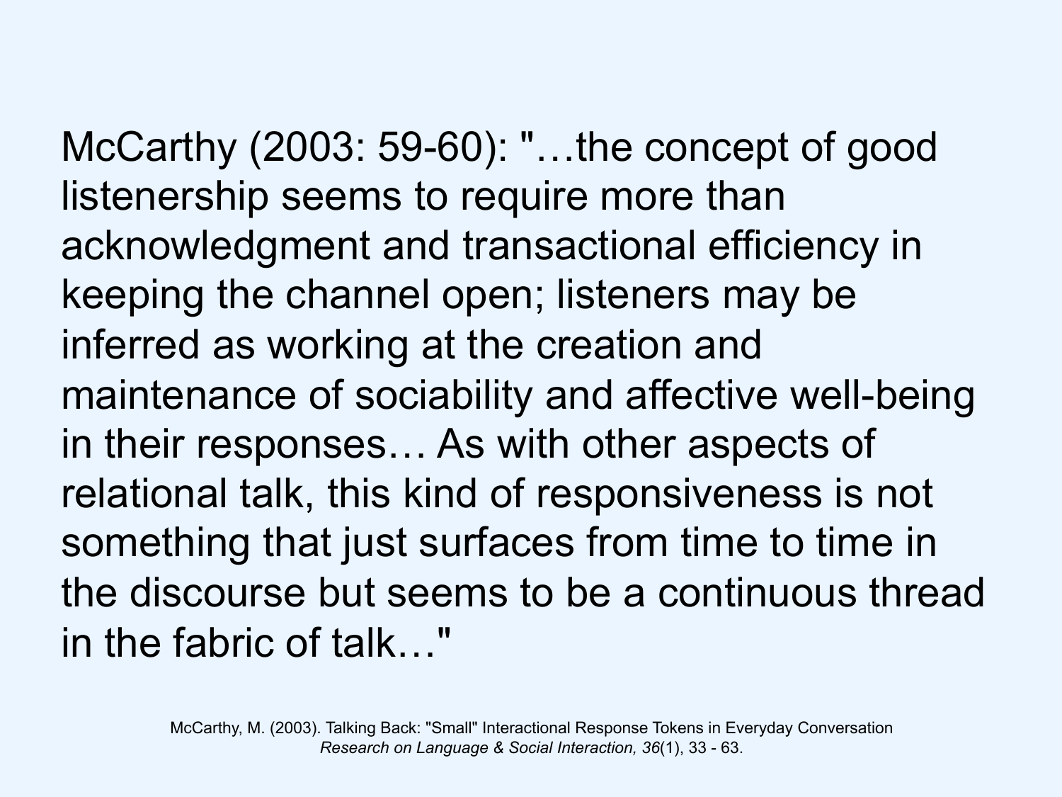McCarthy (2003: 59-60): "…the concept of good listenership seems to require more than acknowledgment and transactional efficiency in keeping the channel open; listeners may be inferred as working at the creation and maintenance of sociability and affective well-being in their responses… As with other aspects of relational talk, this kind of responsiveness is not something that just surfaces from time to time in the discourse but seems to be a continuous thread in the fabric of talk…"

McCarthy, M. (2003). Talking Back: "Small" Interactional Response Tokens in Everyday Conversation *Research on Language & Social Interaction, 36*(1), 33 - 63.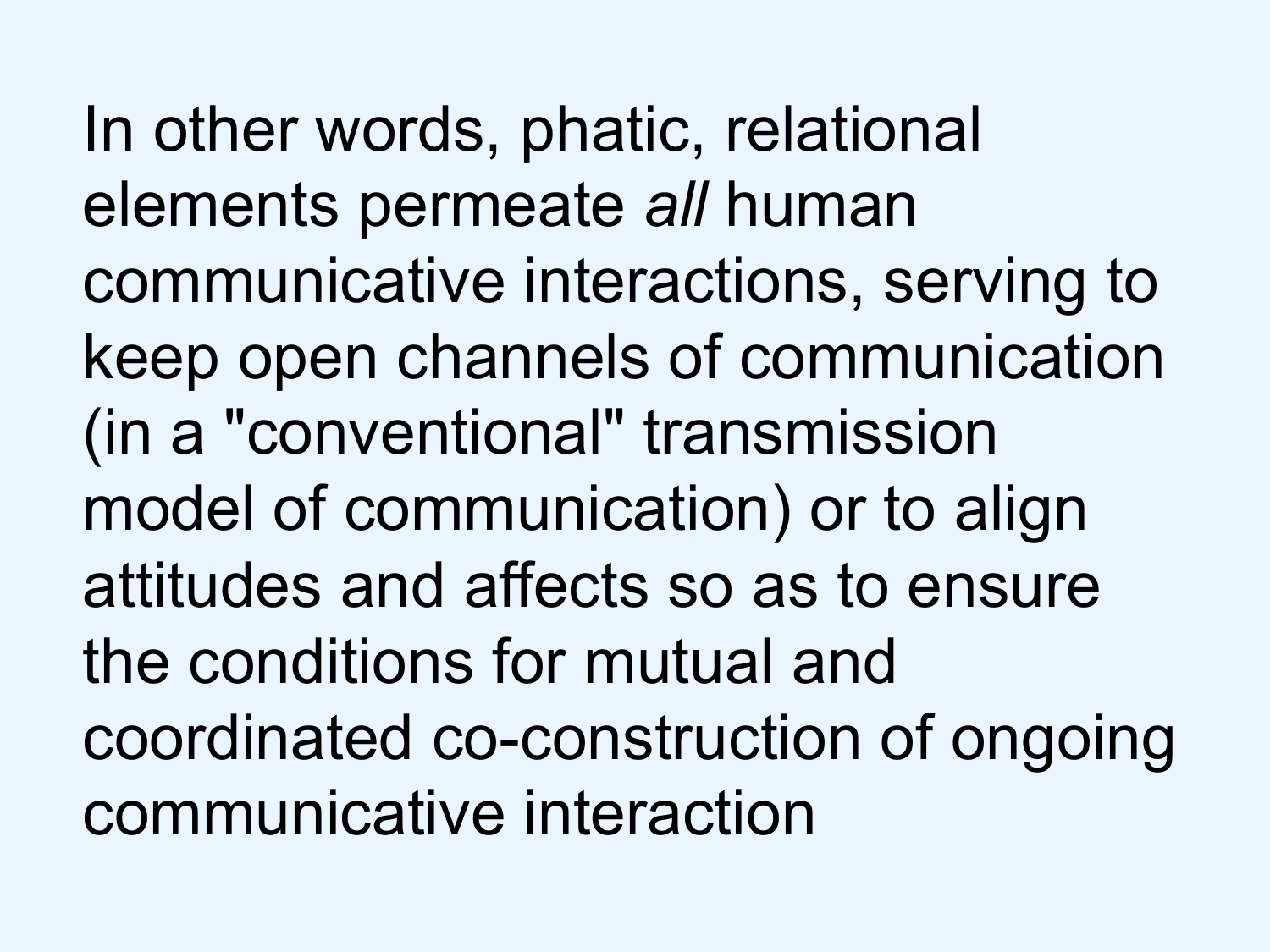In other words, phatic, relational elements permeate *all* human communicative interactions, serving to keep open channels of communication (in a "conventional" transmission model of communication) or to align attitudes and affects so as to ensure the conditions for mutual and coordinated co-construction of ongoing communicative interaction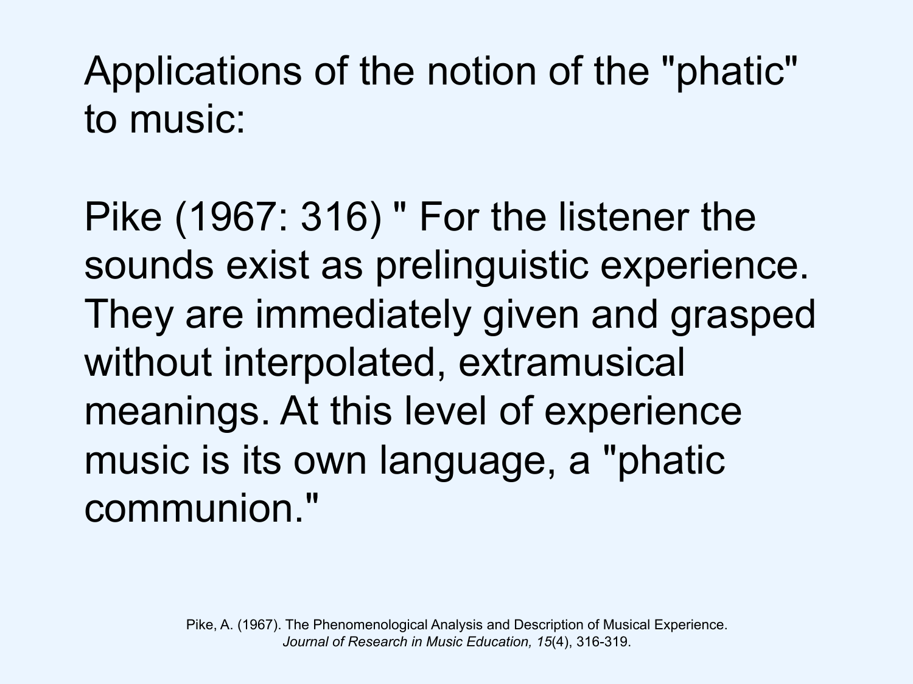# Applications of the notion of the "phatic" to music:

Pike (1967: 316) " For the listener the sounds exist as prelinguistic experience. They are immediately given and grasped without interpolated, extramusical meanings. At this level of experience music is its own language, a "phatic communion."

Pike, A. (1967). The Phenomenological Analysis and Description of Musical Experience. *Journal of Research in Music Education, 15*(4), 316-319.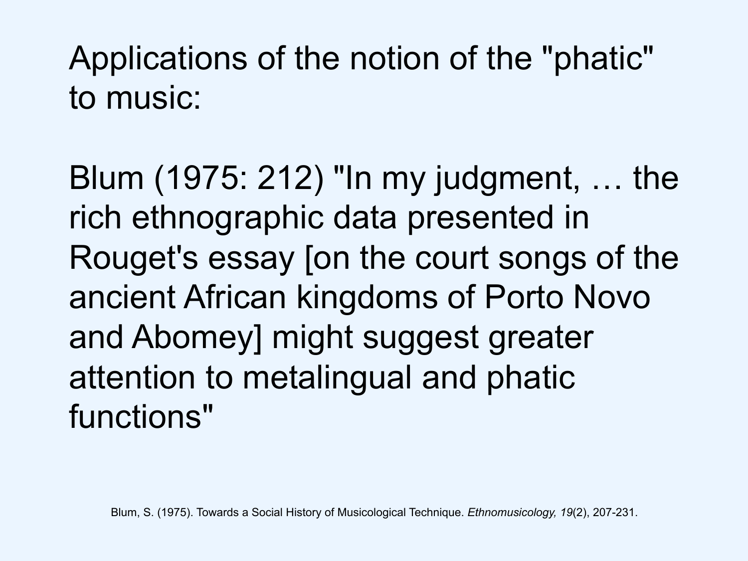# Applications of the notion of the "phatic" to music:

Blum (1975: 212) "In my judgment, … the rich ethnographic data presented in Rouget's essay [on the court songs of the ancient African kingdoms of Porto Novo and Abomey] might suggest greater attention to metalingual and phatic functions"

Blum, S. (1975). Towards a Social History of Musicological Technique. *Ethnomusicology, 19*(2), 207-231.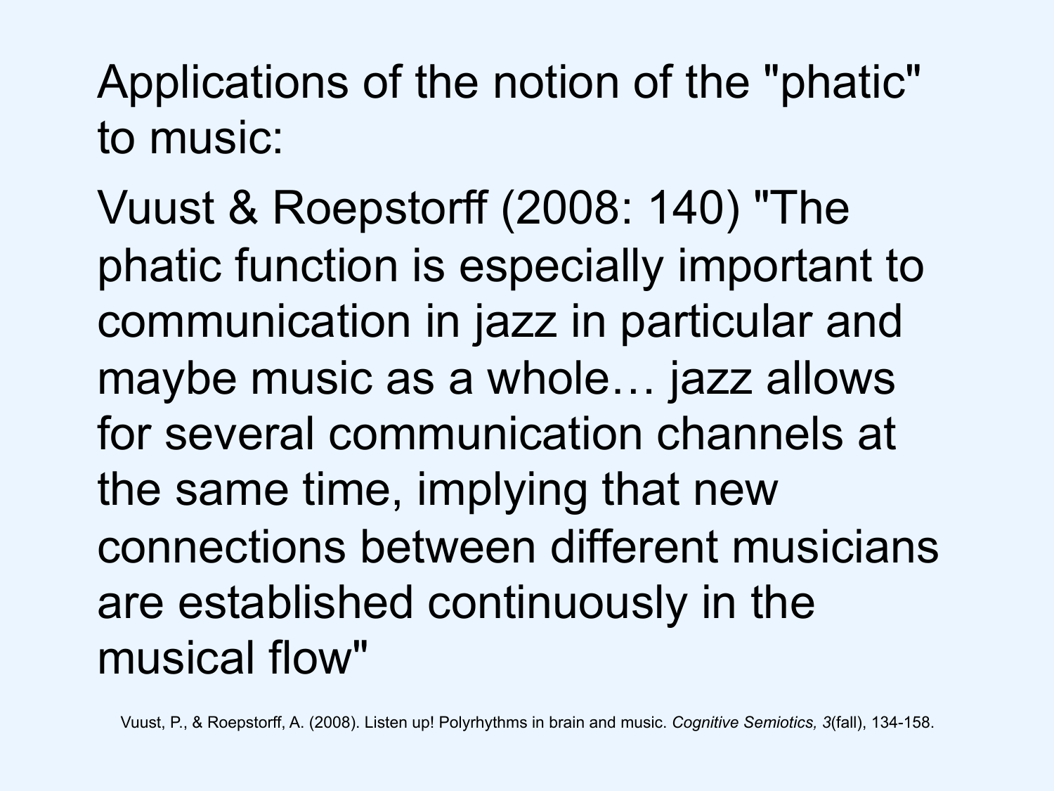Applications of the notion of the "phatic" to music:

Vuust & Roepstorff (2008: 140) "The phatic function is especially important to communication in jazz in particular and maybe music as a whole… jazz allows for several communication channels at the same time, implying that new connections between different musicians are established continuously in the musical flow"

Vuust, P., & Roepstorff, A. (2008). Listen up! Polyrhythms in brain and music. *Cognitive Semiotics, 3*(fall), 134-158.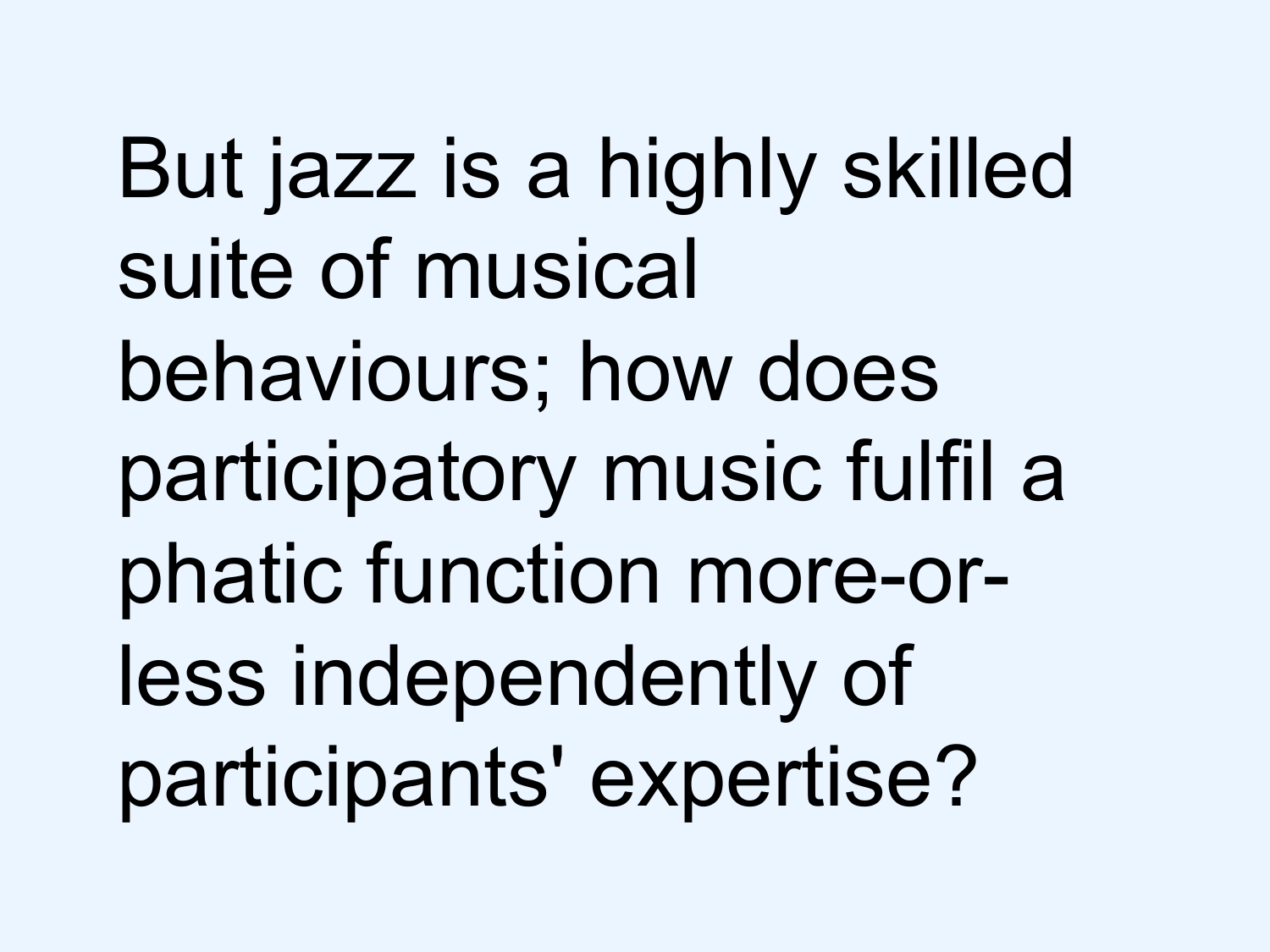But jazz is a highly skilled suite of musical behaviours; how does participatory music fulfil a phatic function more-or-less independently of participants' expertise?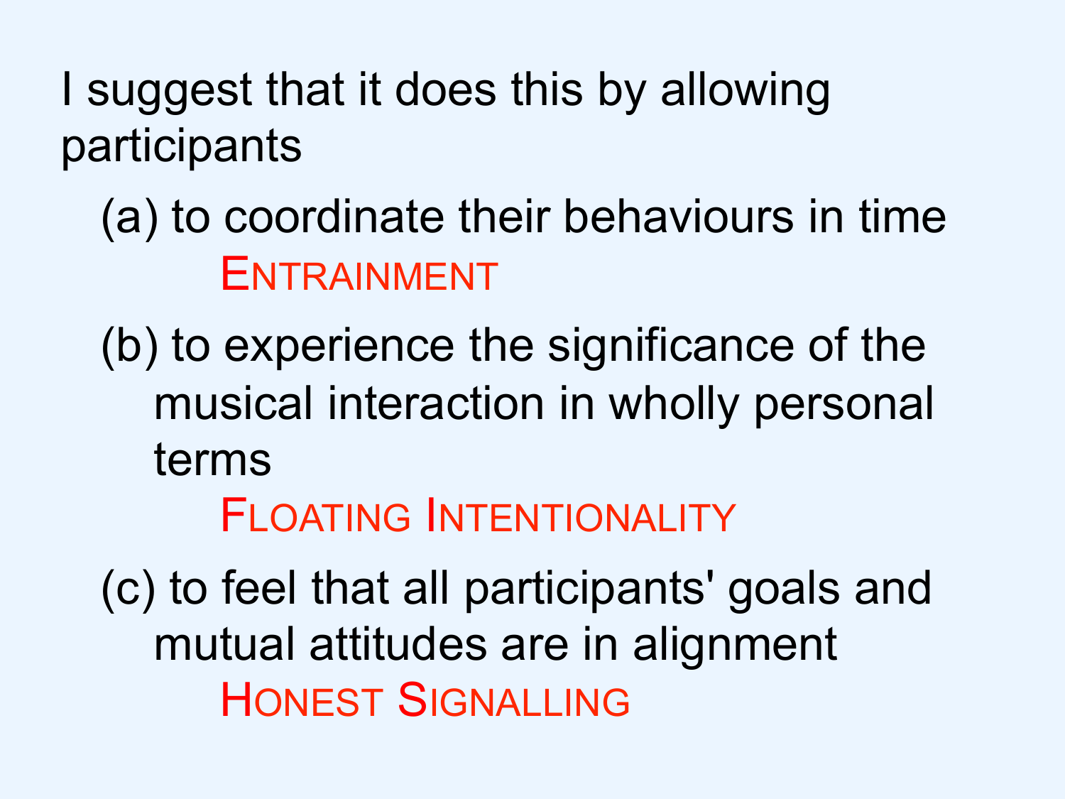I suggest that it does this by allowing participants

(a) to coordinate their behaviours in time

ENTRAINMENT

(b) to experience the significance of the musical interaction in wholly personal terms

FLOATING INTENTIONALITY

(c) to feel that all participants' goals and mutual attitudes are in alignment

HONEST SIGNALLING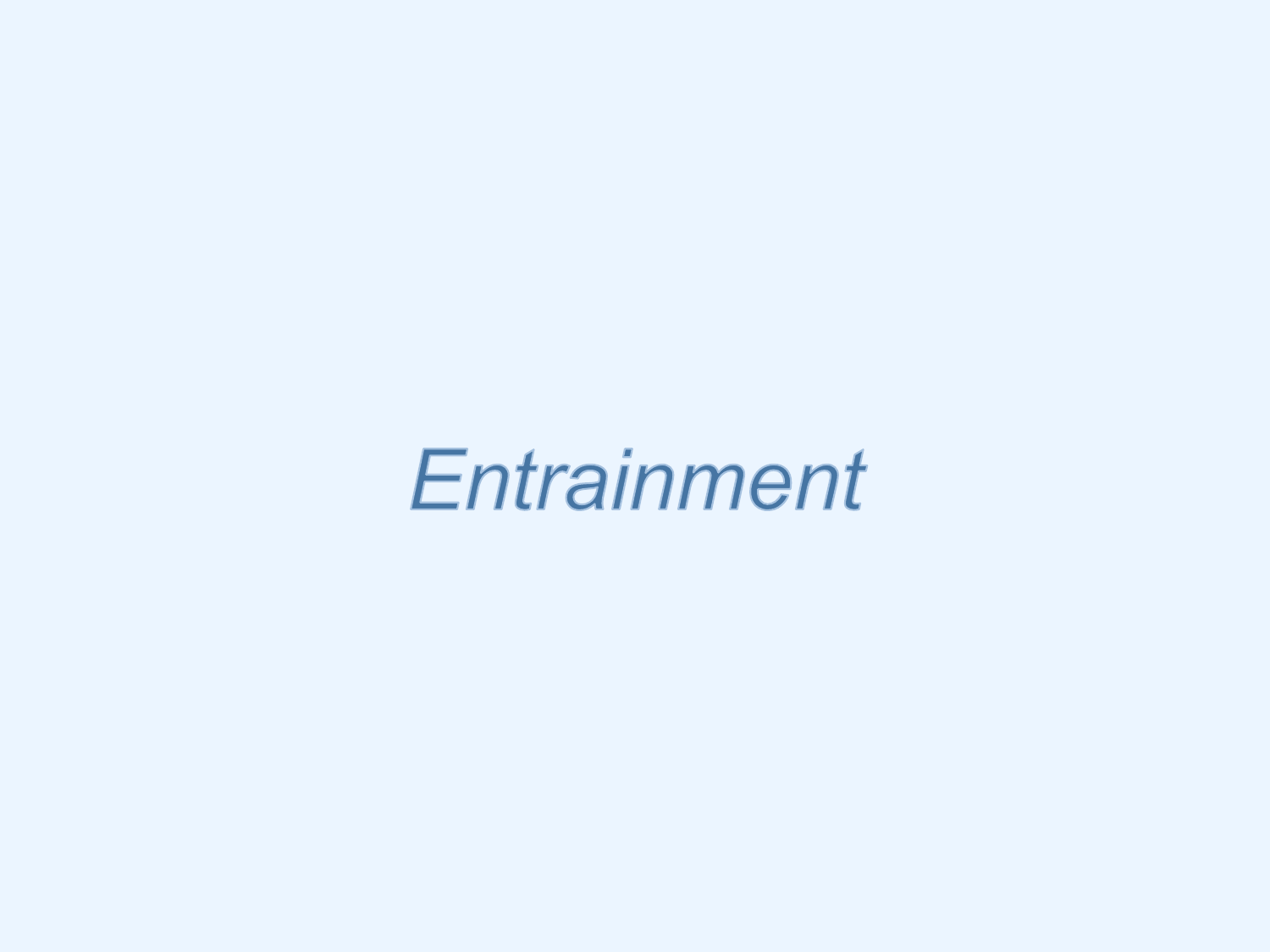# *Entrainment*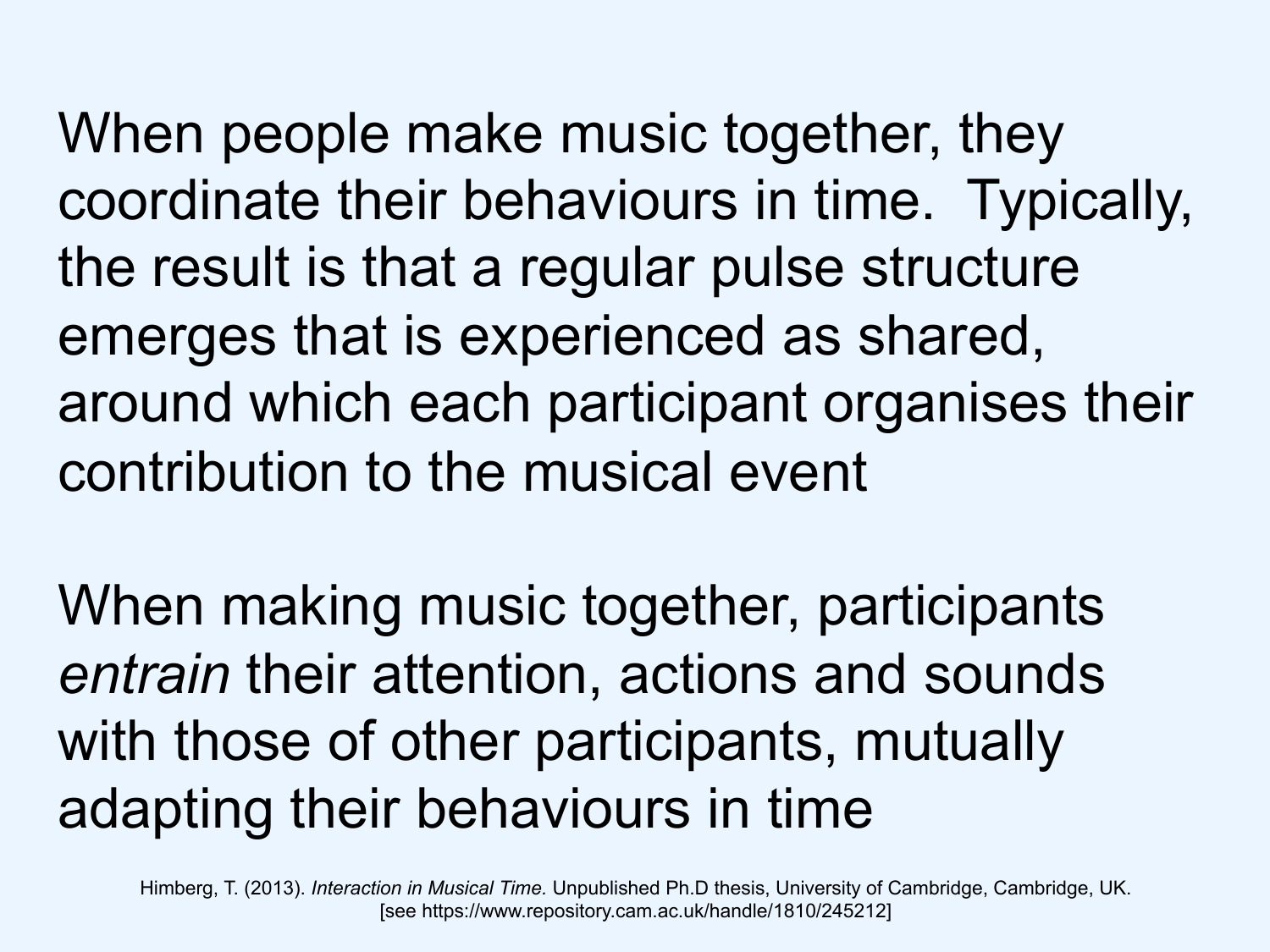When people make music together, they coordinate their behaviours in time. Typically, the result is that a regular pulse structure emerges that is experienced as shared, around which each participant organises their contribution to the musical event

When making music together, participants *entrain* their attention, actions and sounds with those of other participants, mutually adapting their behaviours in time

Himberg, T. (2013). *Interaction in Musical Time.* Unpublished Ph.D thesis, University of Cambridge, Cambridge, UK. [see https://www.repository.cam.ac.uk/handle/1810/245212]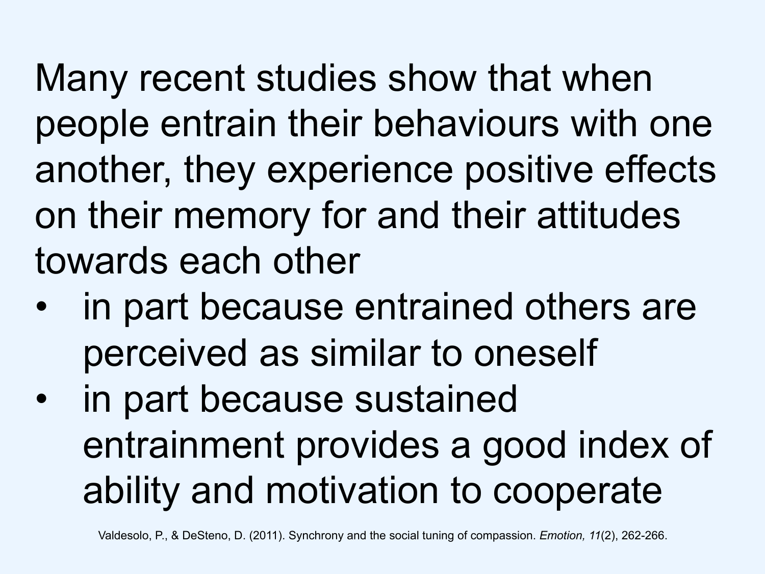Many recent studies show that when people entrain their behaviours with one another, they experience positive effects on their memory for and their attitudes towards each other

- in part because entrained others are perceived as similar to oneself
- in part because sustained entrainment provides a good index of ability and motivation to cooperate

Valdesolo, P., & DeSteno, D. (2011). Synchrony and the social tuning of compassion. *Emotion, 11*(2), 262-266.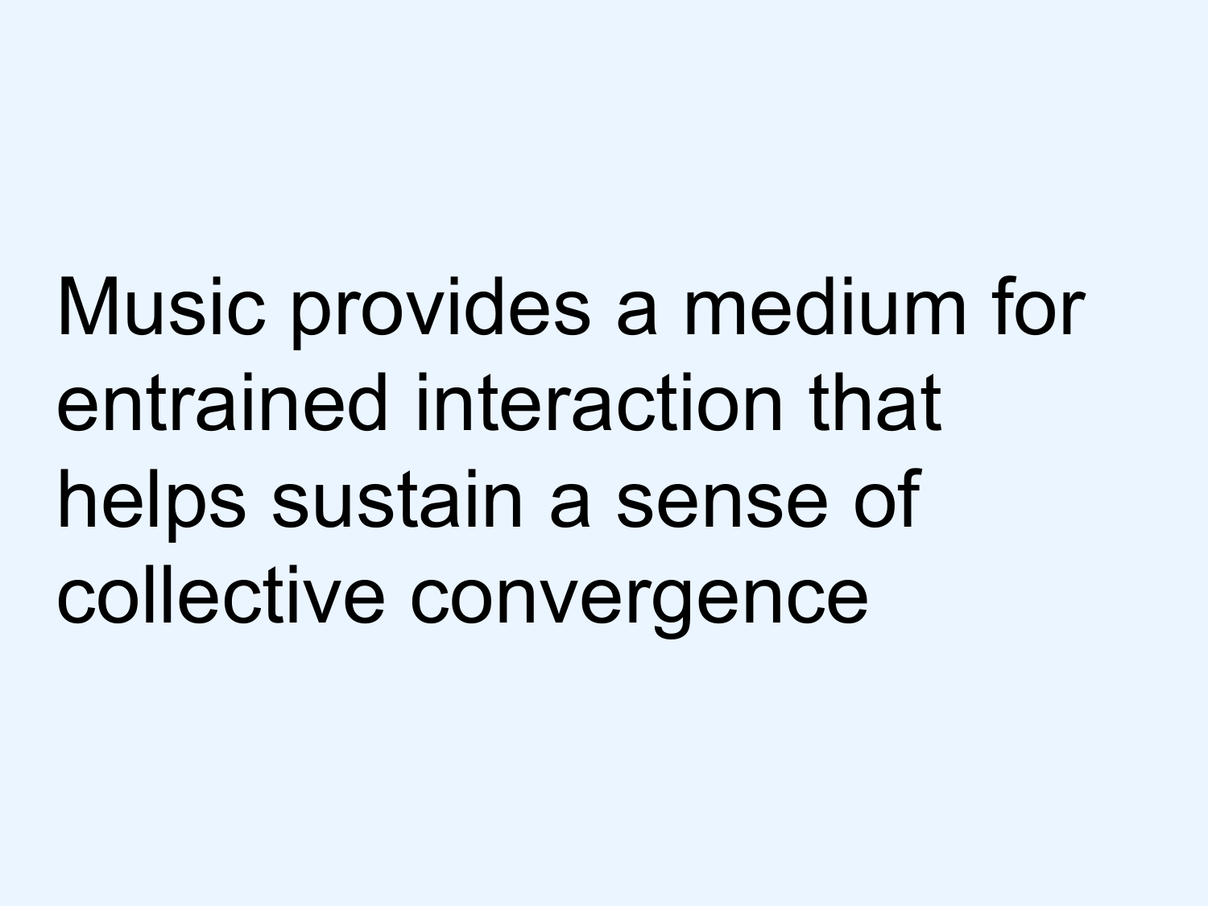Music provides a medium for entrained interaction that helps sustain a sense of collective convergence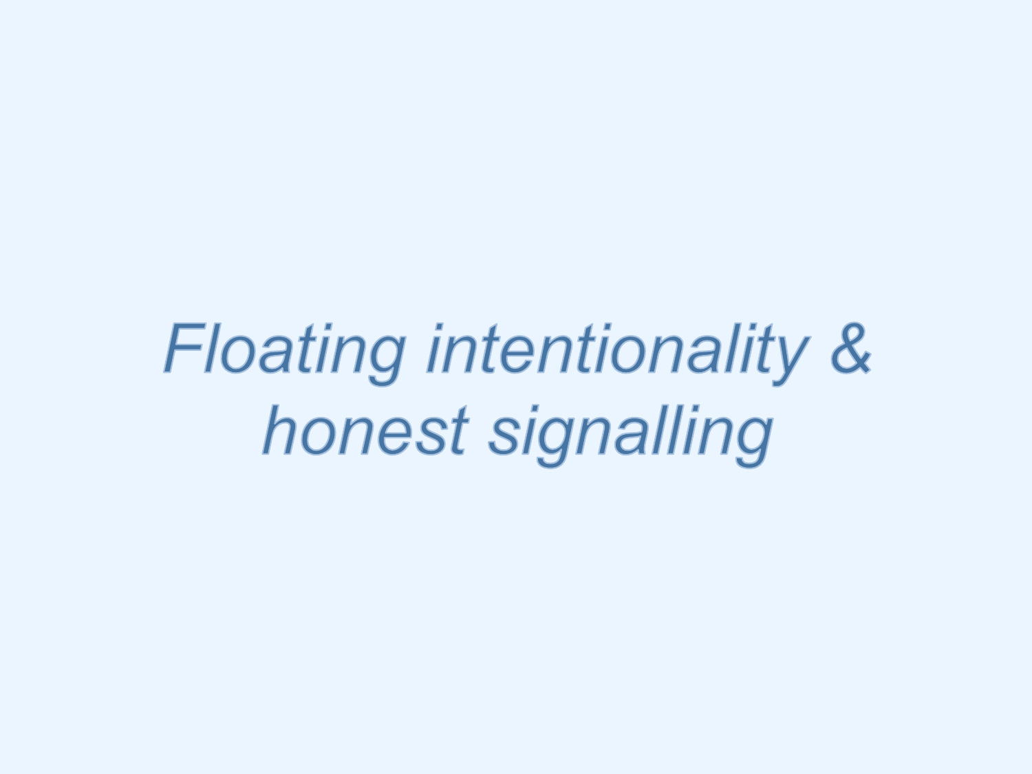# *Floating intentionality & honest signalling*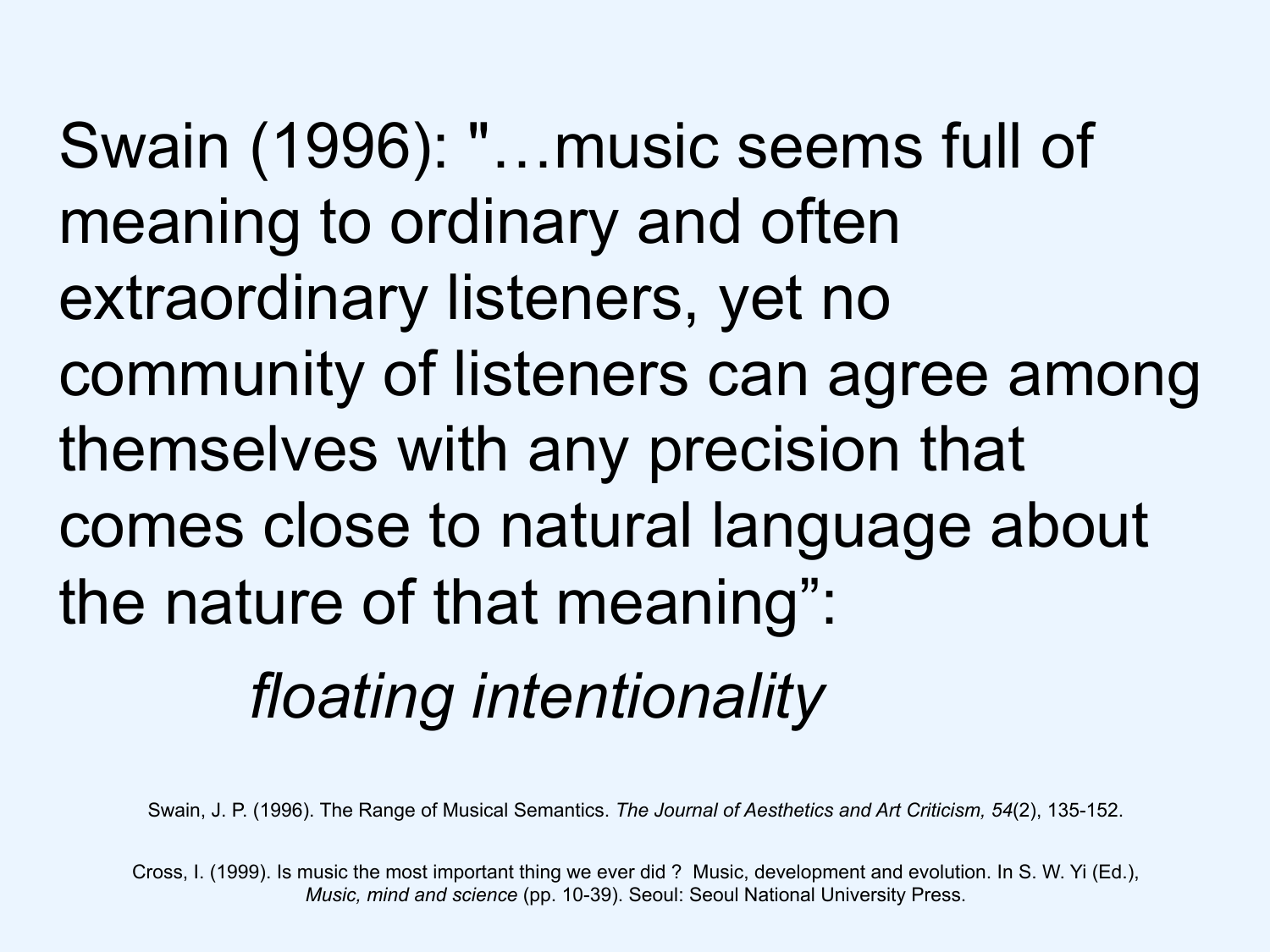Swain (1996): "…music seems full of meaning to ordinary and often extraordinary listeners, yet no community of listeners can agree among themselves with any precision that comes close to natural language about the nature of that meaning”:

*floating intentionality*

Swain, J. P. (1996). The Range of Musical Semantics. *The Journal of Aesthetics and Art Criticism, 54*(2), 135-152.

Cross, I. (1999). Is music the most important thing we ever did ? Music, development and evolution. In S. W. Yi (Ed.), *Music, mind and science* (pp. 10-39). Seoul: Seoul National University Press.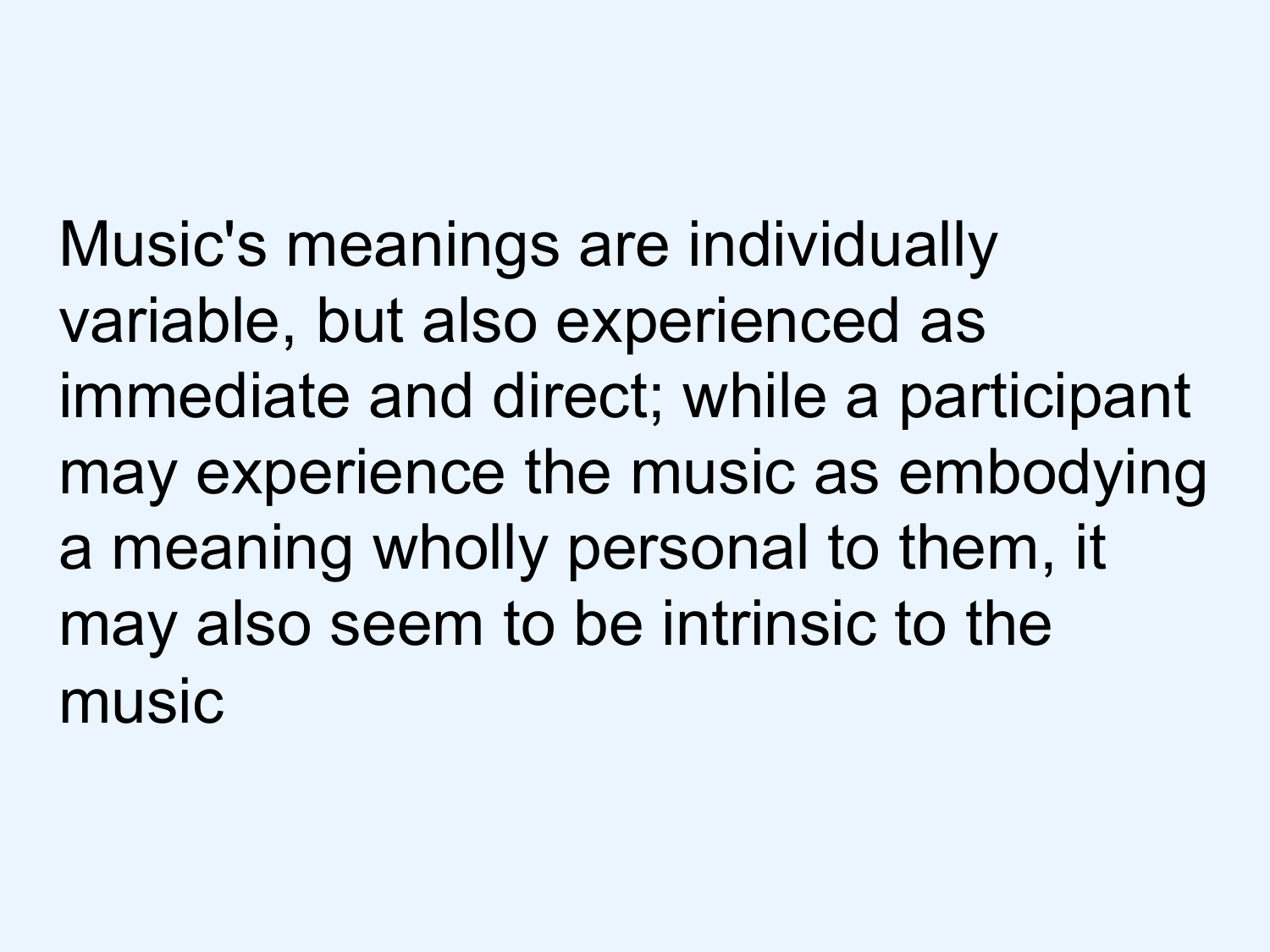Music's meanings are individually variable, but also experienced as immediate and direct; while a participant may experience the music as embodying a meaning wholly personal to them, it may also seem to be intrinsic to the music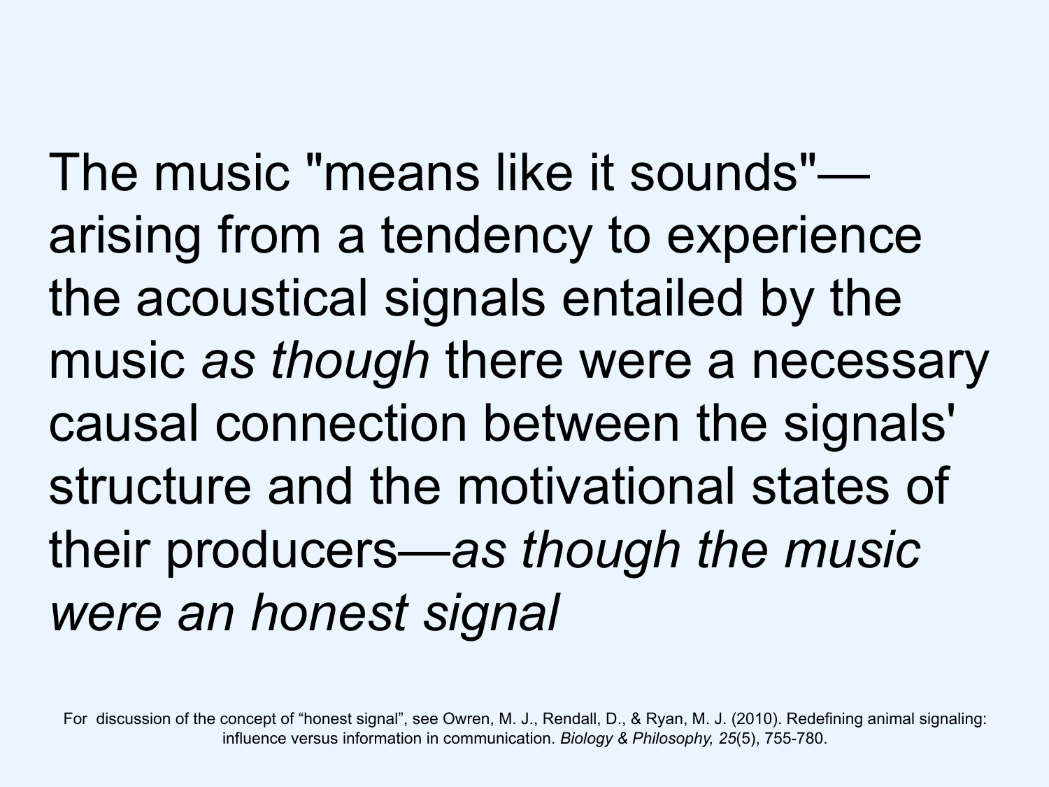The music "means like it sounds"—arising from a tendency to experience the acoustical signals entailed by the music *as though* there were a necessary causal connection between the signals' structure and the motivational states of their producers—*as though the music were an honest signal*

For discussion of the concept of "honest signal", see Owren, M. J., Rendall, D., & Ryan, M. J. (2010). Redefining animal signaling: influence versus information in communication. *Biology & Philosophy, 25*(5), 755-780.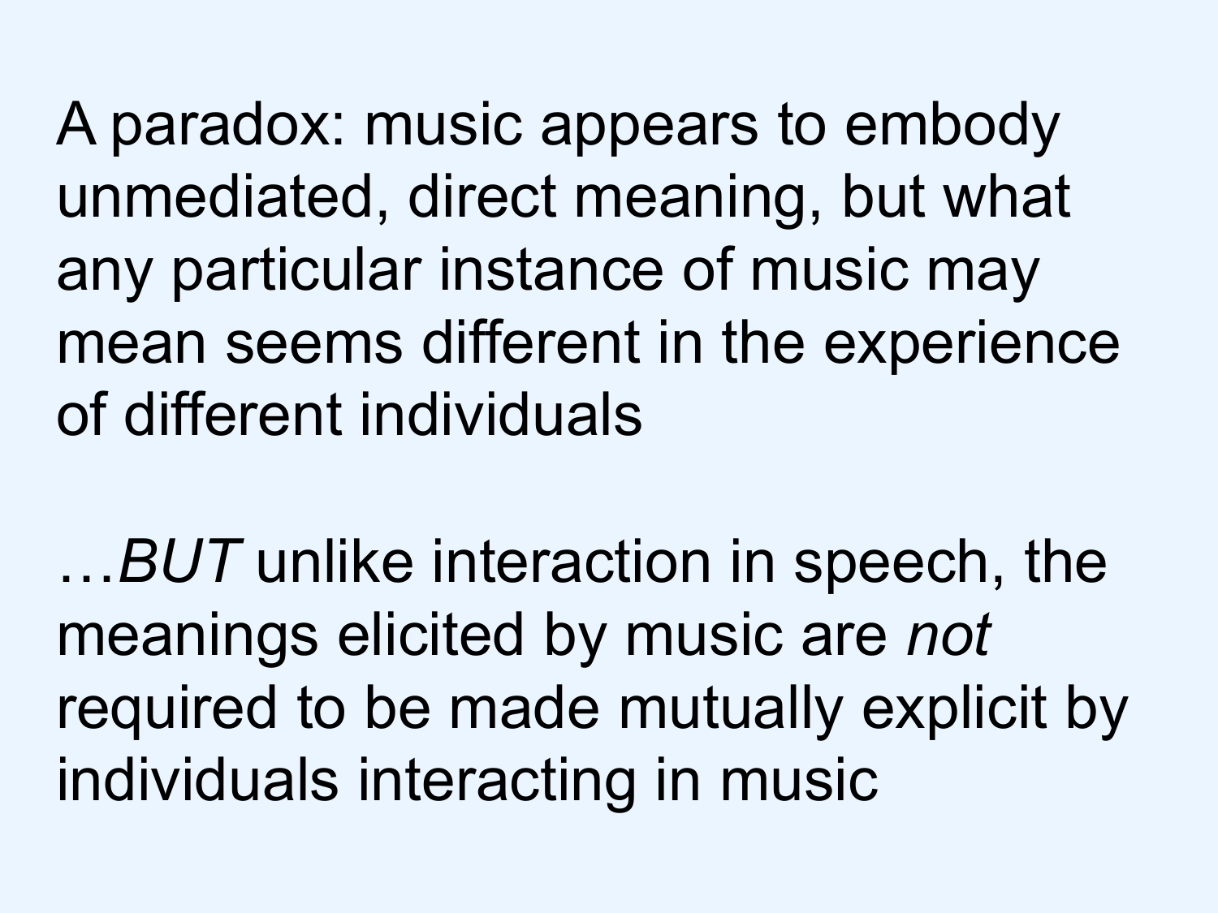A paradox: music appears to embody unmediated, direct meaning, but what any particular instance of music may mean seems different in the experience of different individuals

…*BUT* unlike interaction in speech, the meanings elicited by music are *not* required to be made mutually explicit by individuals interacting in music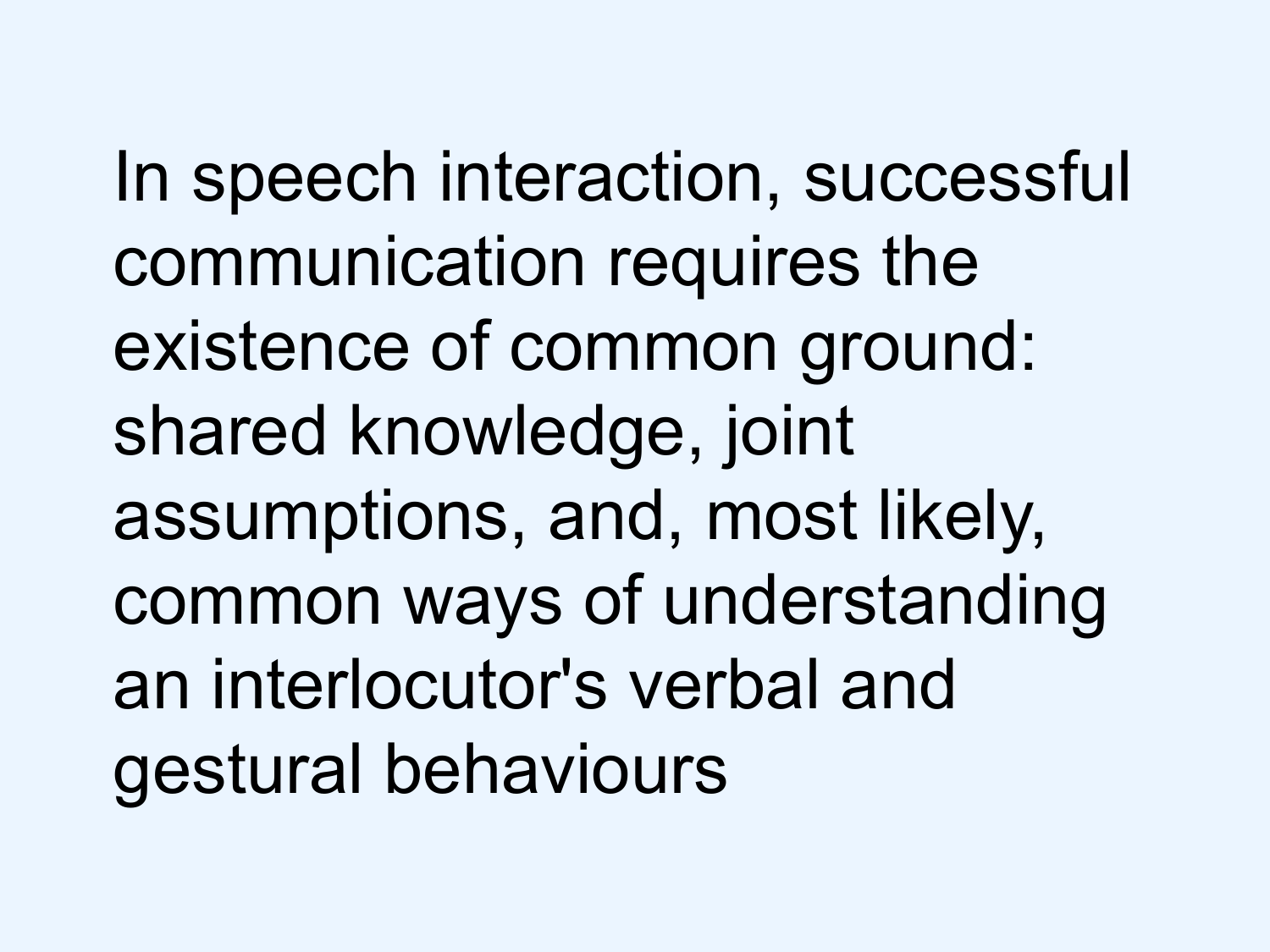In speech interaction, successful communication requires the existence of common ground: shared knowledge, joint assumptions, and, most likely, common ways of understanding an interlocutor's verbal and gestural behaviours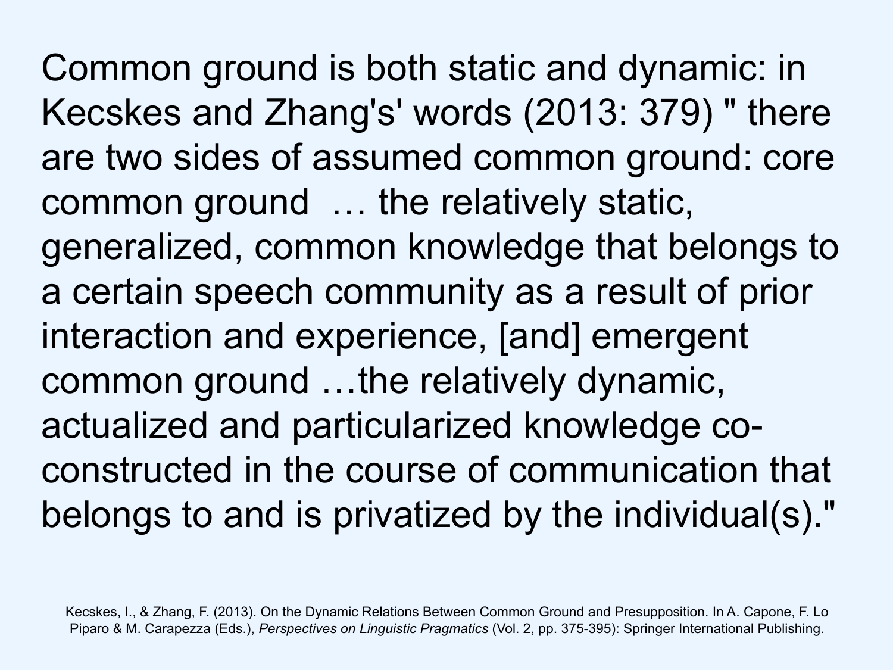Common ground is both static and dynamic: in Kecskes and Zhang's' words (2013: 379) " there are two sides of assumed common ground: core common ground … the relatively static, generalized, common knowledge that belongs to a certain speech community as a result of prior interaction and experience, [and] emergent common ground …the relatively dynamic, actualized and particularized knowledge co-constructed in the course of communication that belongs to and is privatized by the individual(s)."

Kecskes, I., & Zhang, F. (2013). On the Dynamic Relations Between Common Ground and Presupposition. In A. Capone, F. Lo Piparo & M. Carapezza (Eds.), *Perspectives on Linguistic Pragmatics* (Vol. 2, pp. 375-395): Springer International Publishing.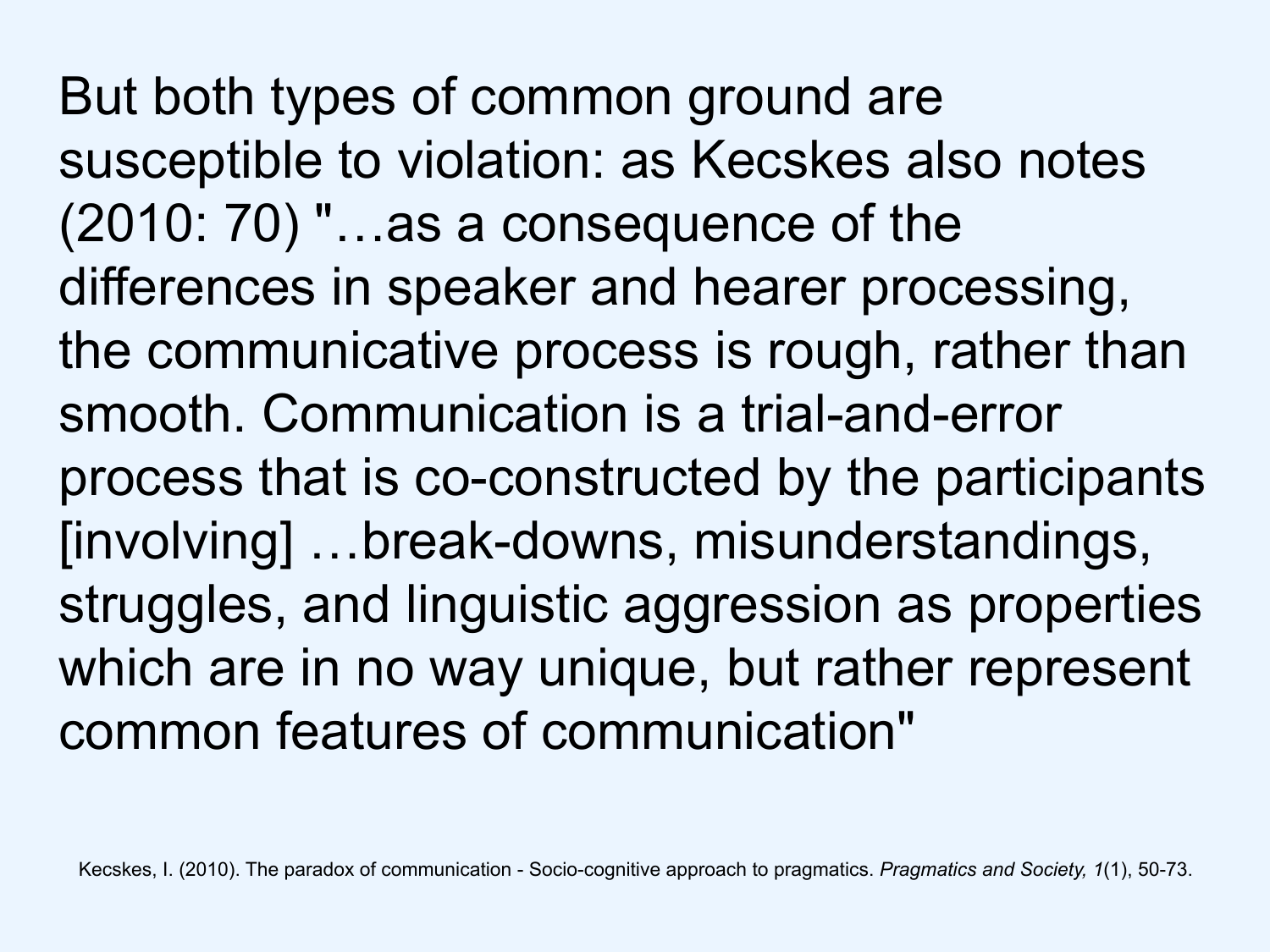But both types of common ground are susceptible to violation: as Kecskes also notes (2010: 70) "…as a consequence of the differences in speaker and hearer processing, the communicative process is rough, rather than smooth. Communication is a trial-and-error process that is co-constructed by the participants [involving] …break-downs, misunderstandings, struggles, and linguistic aggression as properties which are in no way unique, but rather represent common features of communication"

Kecskes, I. (2010). The paradox of communication - Socio-cognitive approach to pragmatics. *Pragmatics and Society, 1*(1), 50-73.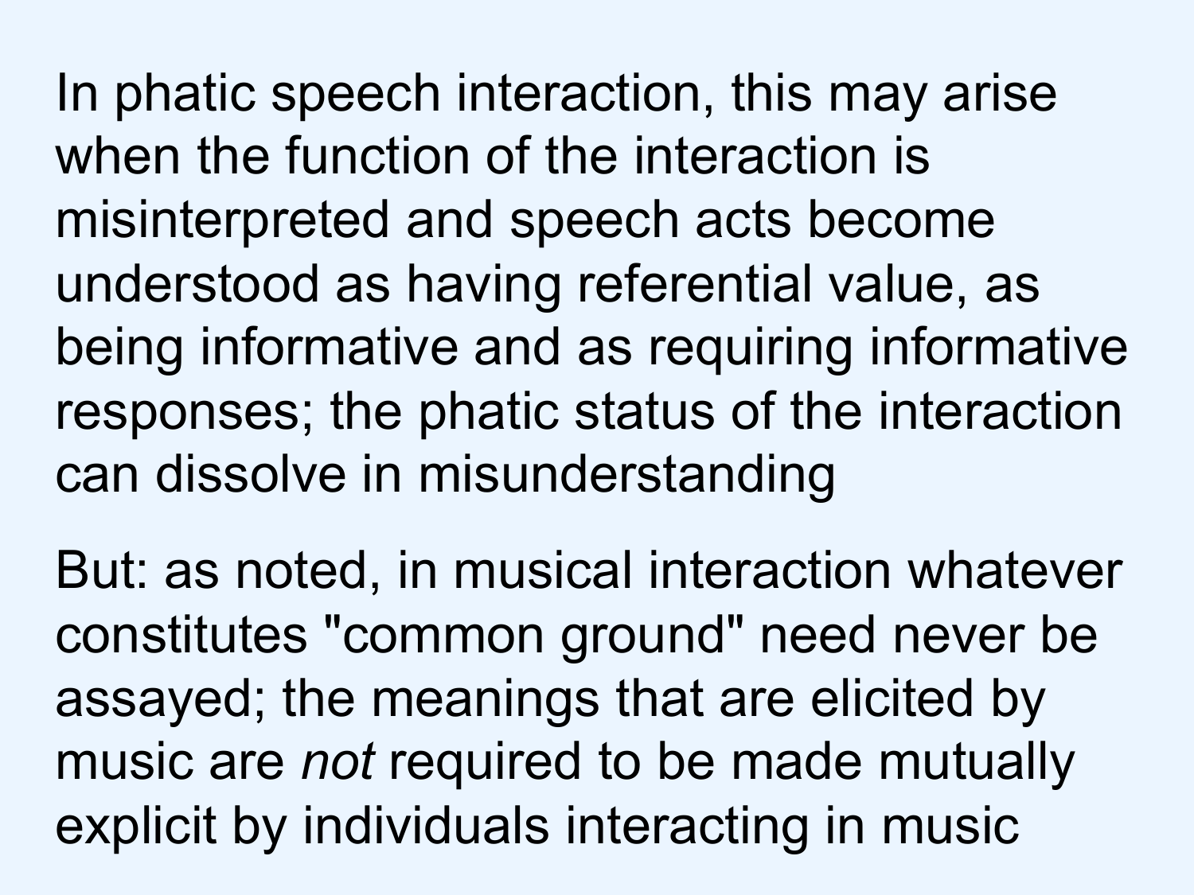In phatic speech interaction, this may arise when the function of the interaction is misinterpreted and speech acts become understood as having referential value, as being informative and as requiring informative responses; the phatic status of the interaction can dissolve in misunderstanding

But: as noted, in musical interaction whatever constitutes "common ground" need never be assayed; the meanings that are elicited by music are *not* required to be made mutually explicit by individuals interacting in music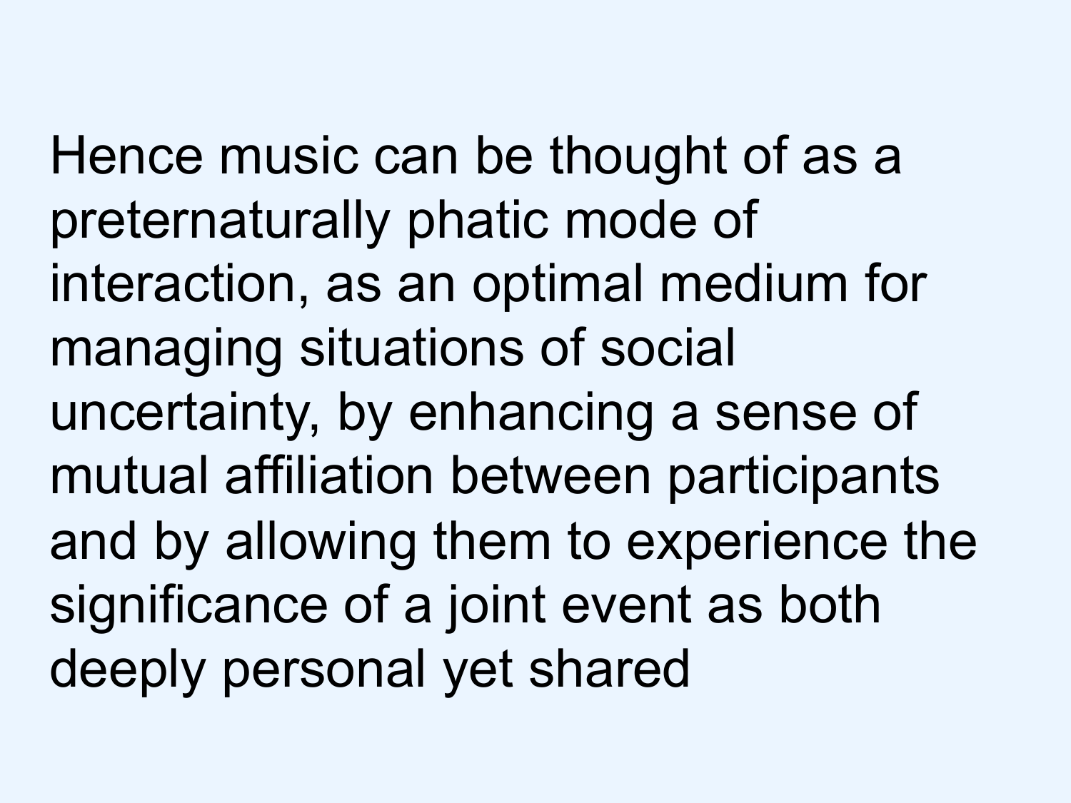Hence music can be thought of as a preternaturally phatic mode of interaction, as an optimal medium for managing situations of social uncertainty, by enhancing a sense of mutual affiliation between participants and by allowing them to experience the significance of a joint event as both deeply personal yet shared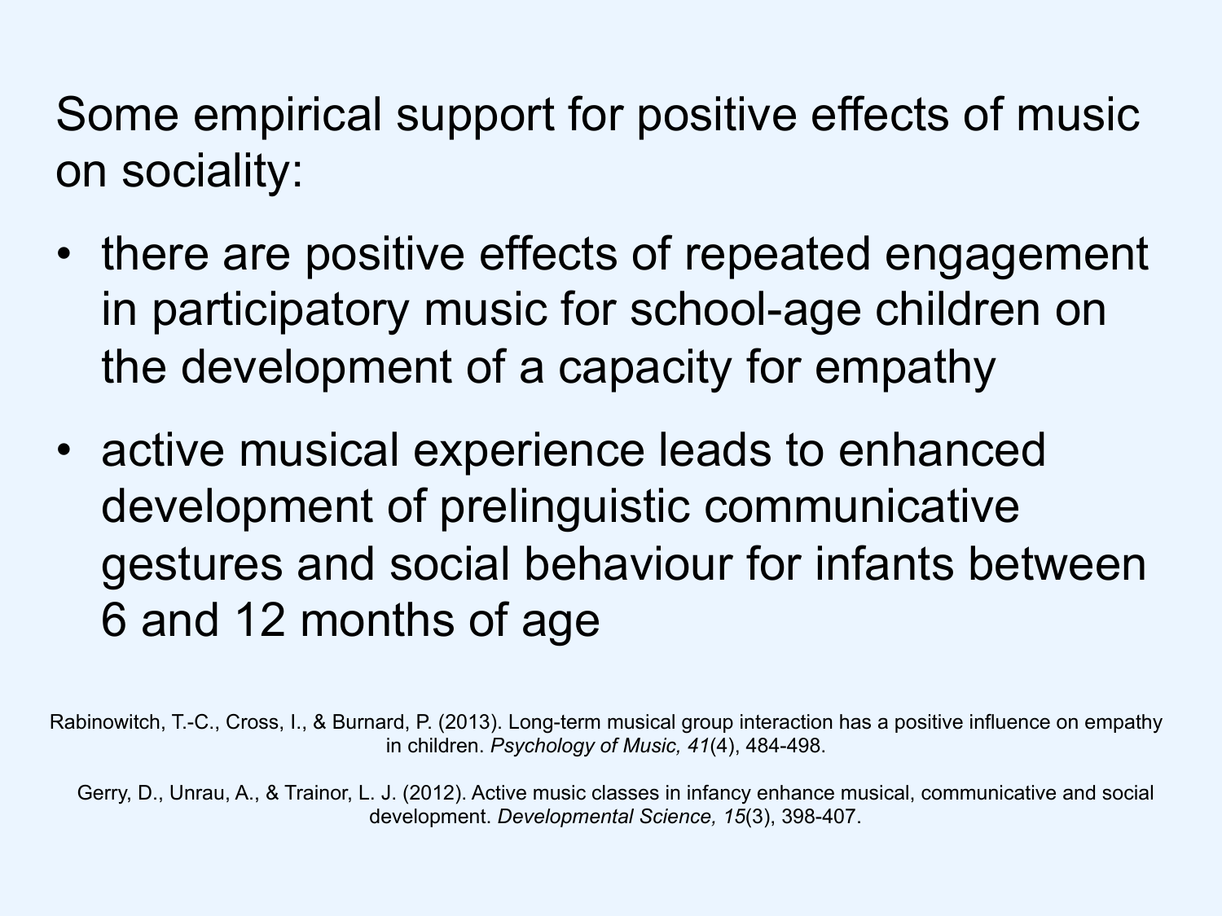Some empirical support for positive effects of music on sociality:

- there are positive effects of repeated engagement in participatory music for school-age children on the development of a capacity for empathy
- active musical experience leads to enhanced development of prelinguistic communicative gestures and social behaviour for infants between 6 and 12 months of age

Rabinowitch, T.-C., Cross, I., & Burnard, P. (2013). Long-term musical group interaction has a positive influence on empathy in children. *Psychology of Music, 41*(4), 484-498.

Gerry, D., Unrau, A., & Trainor, L. J. (2012). Active music classes in infancy enhance musical, communicative and social development. *Developmental Science, 15*(3), 398-407.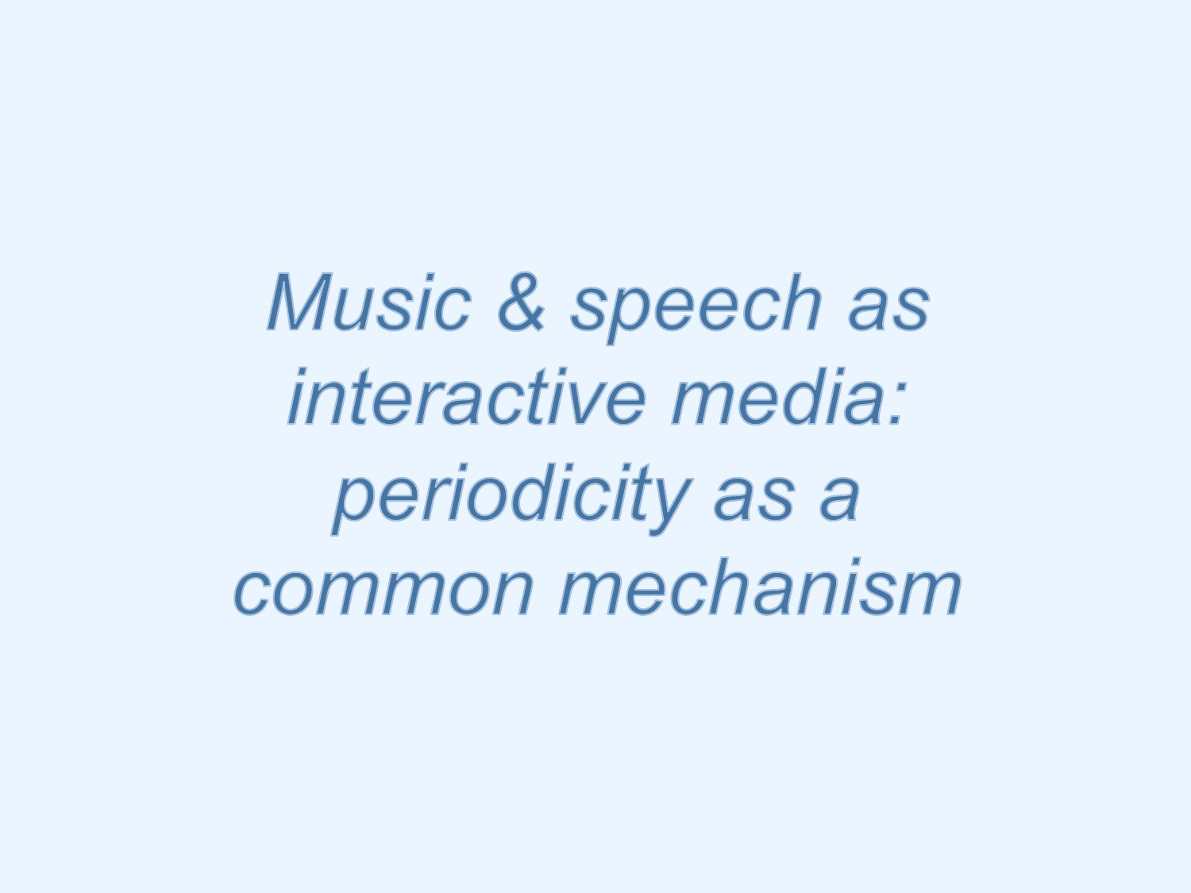# *Music & speech as interactive media: periodicity as a common mechanism*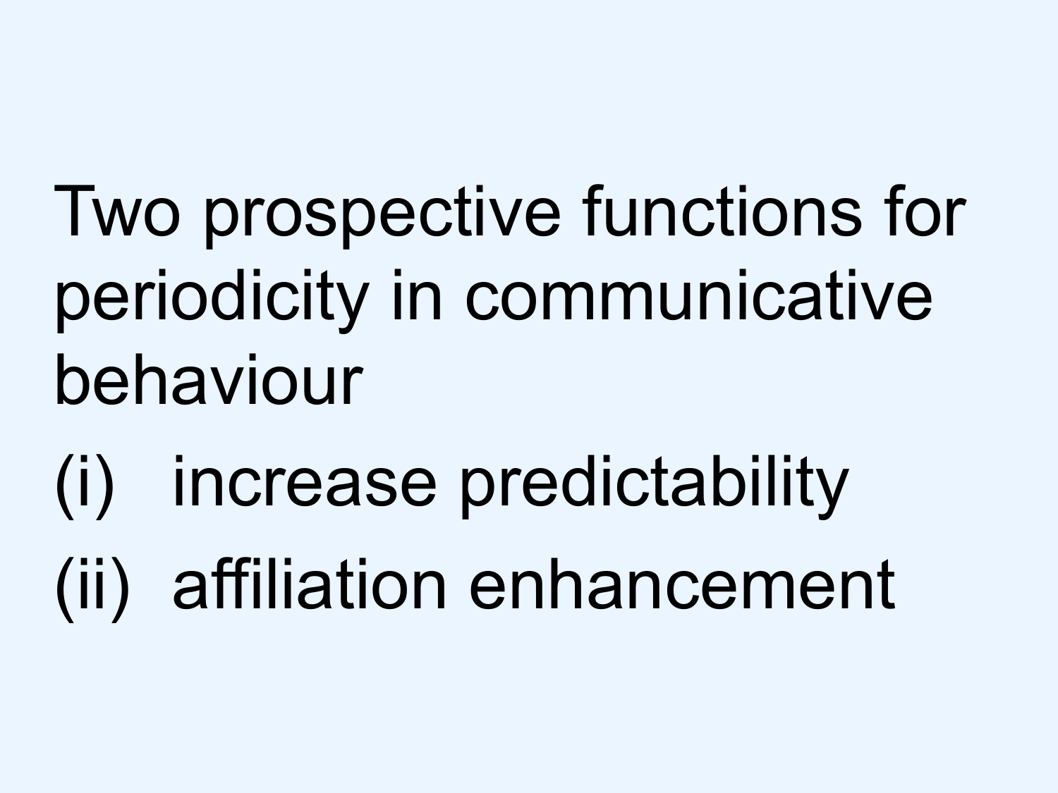Two prospective functions for periodicity in communicative behaviour

(i) increase predictability

(ii) affiliation enhancement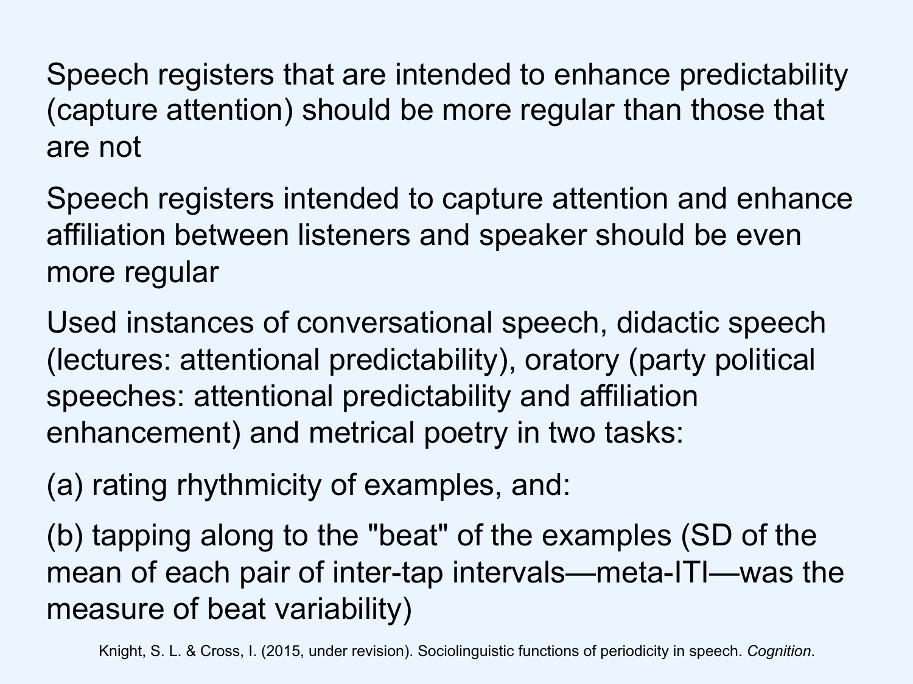Speech registers that are intended to enhance predictability (capture attention) should be more regular than those that are not

Speech registers intended to capture attention and enhance affiliation between listeners and speaker should be even more regular

Used instances of conversational speech, didactic speech (lectures: attentional predictability), oratory (party political speeches: attentional predictability and affiliation enhancement) and metrical poetry in two tasks:

(a) rating rhythmicity of examples, and:

(b) tapping along to the "beat" of the examples (SD of the mean of each pair of inter-tap intervals—meta-ITI—was the measure of beat variability)

Knight, S. L. & Cross, I. (2015, under revision). Sociolinguistic functions of periodicity in speech. *Cognition*.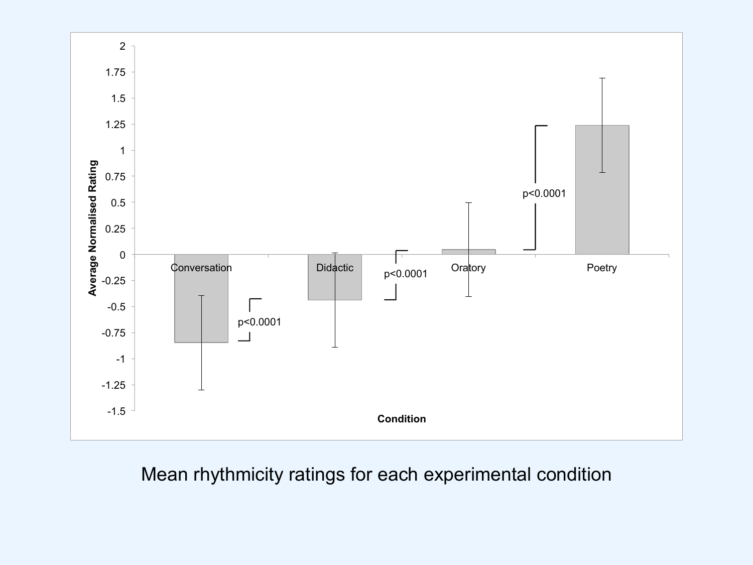Mean rhythmicity ratings for each experimental condition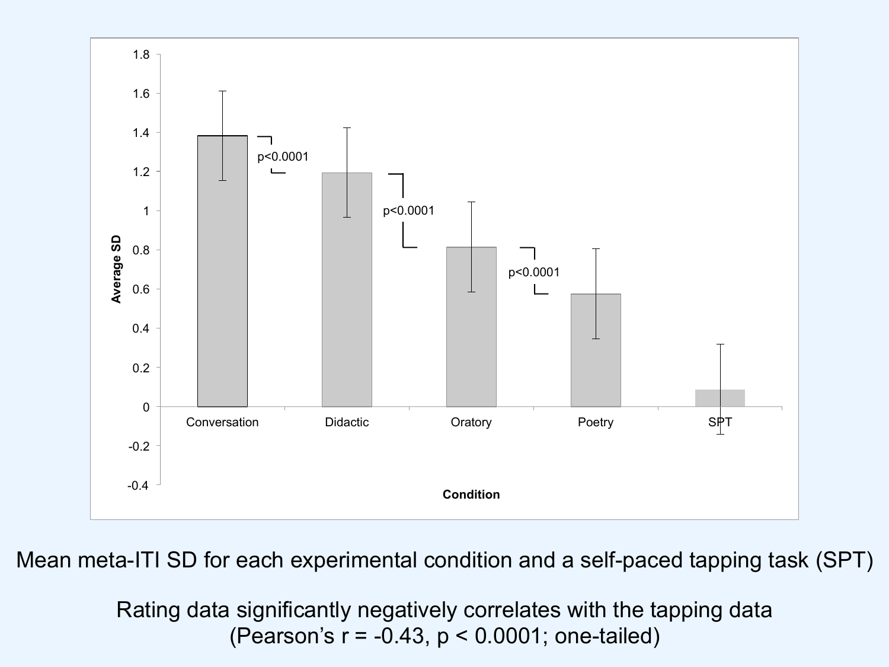Mean meta-ITI SD for each experimental condition and a self-paced tapping task (SPT)

Rating data significantly negatively correlates with the tapping data (Pearson's $r = -0.43$, $p < 0.0001$; one-tailed)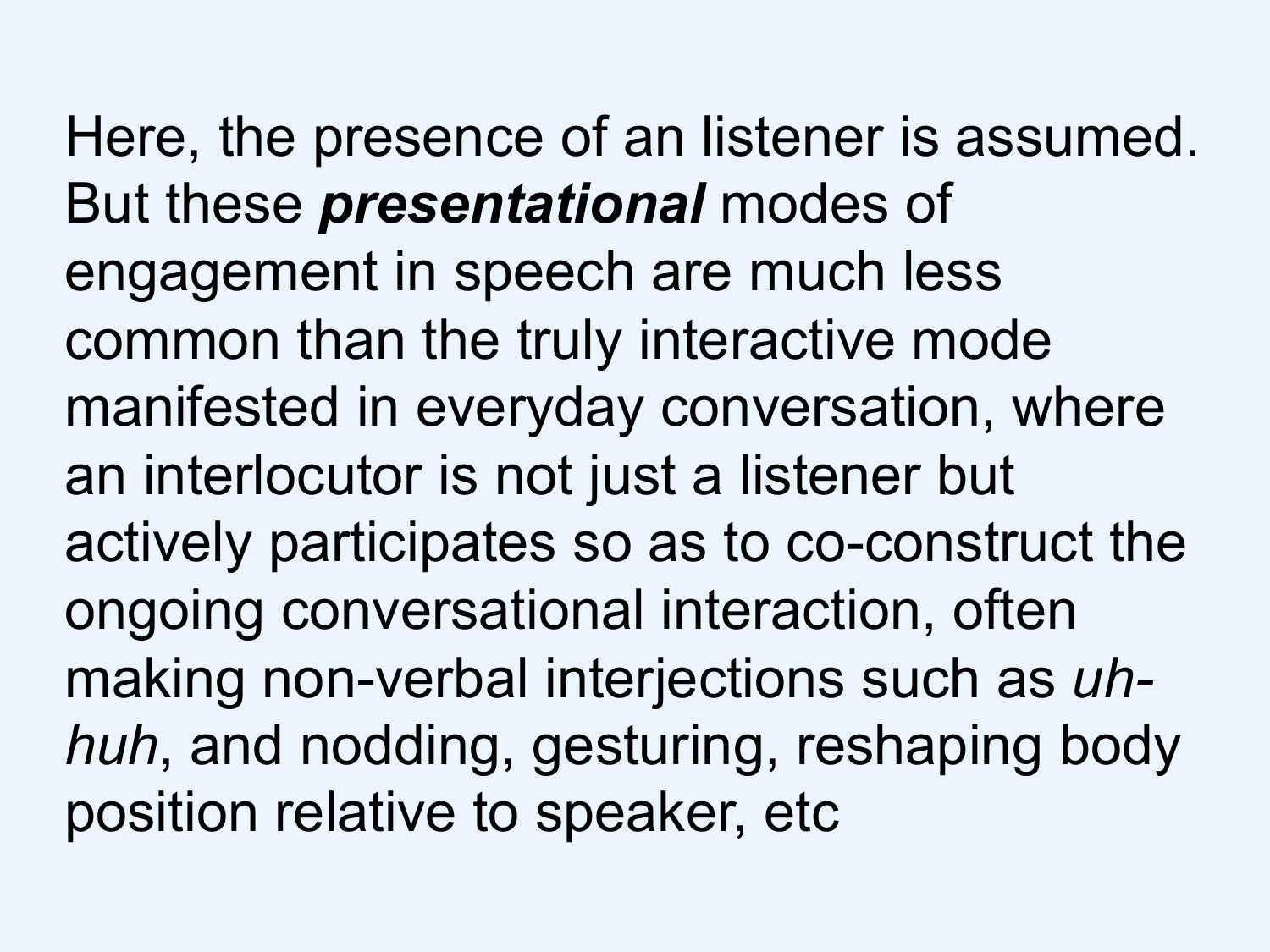Here, the presence of an listener is assumed. But these ***presentational*** modes of engagement in speech are much less common than the truly interactive mode manifested in everyday conversation, where an interlocutor is not just a listener but actively participates so as to co-construct the ongoing conversational interaction, often making non-verbal interjections such as *uh-huh*, and nodding, gesturing, reshaping body position relative to speaker, etc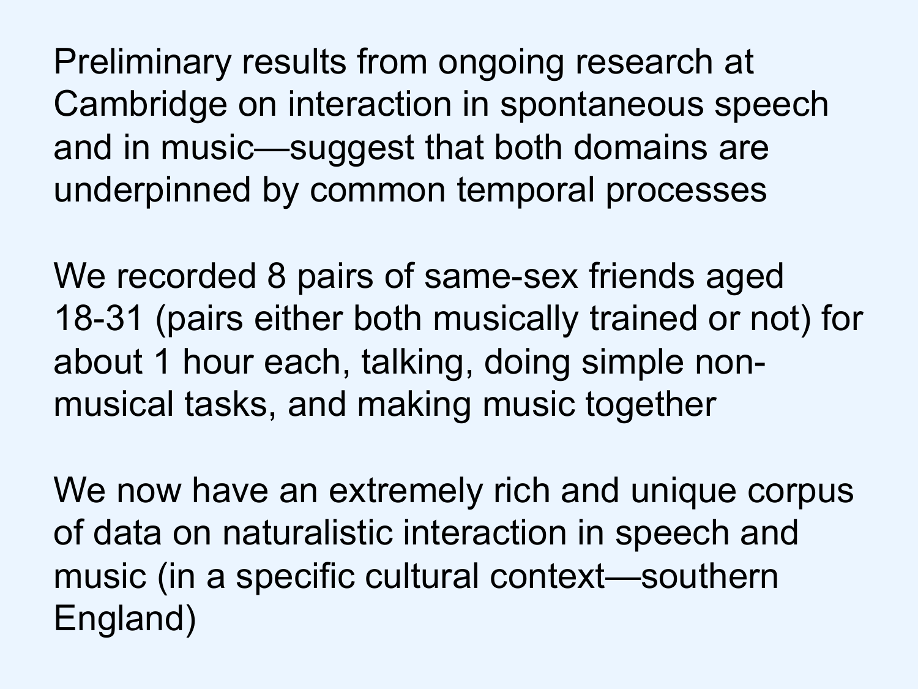Preliminary results from ongoing research at Cambridge on interaction in spontaneous speech and in music—suggest that both domains are underpinned by common temporal processes

We recorded 8 pairs of same-sex friends aged 18-31 (pairs either both musically trained or not) for about 1 hour each, talking, doing simple non-musical tasks, and making music together

We now have an extremely rich and unique corpus of data on naturalistic interaction in speech and music (in a specific cultural context—southern England)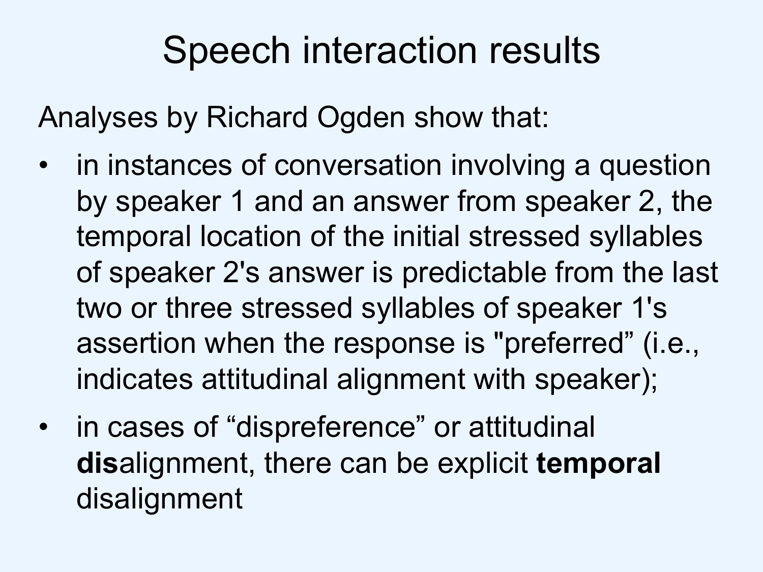# Speech interaction results

Analyses by Richard Ogden show that:

- in instances of conversation involving a question by speaker 1 and an answer from speaker 2, the temporal location of the initial stressed syllables of speaker 2's answer is predictable from the last two or three stressed syllables of speaker 1's assertion when the response is "preferred" (i.e., indicates attitudinal alignment with speaker);
- in cases of "dispreference" or attitudinal **dis**alignment, there can be explicit **temporal** disalignment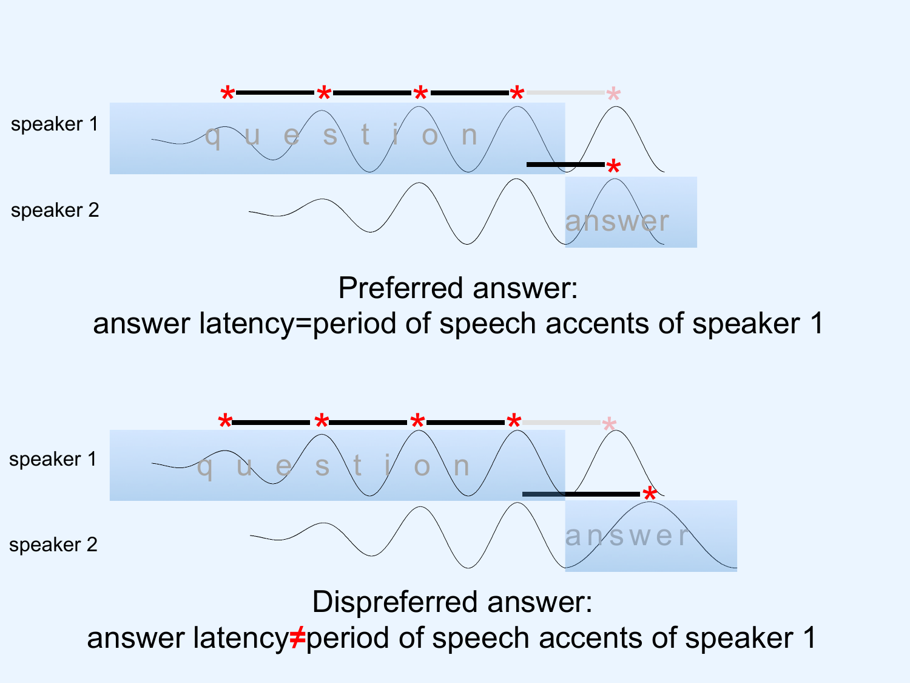speaker 1

q u e s t i o n

speaker 2

answer

Preferred answer:
answer latency=period of speech accents of speaker 1

speaker 1

q u e s t i o n

speaker 2

answer

Dispreferred answer:
answer latency≠period of speech accents of speaker 1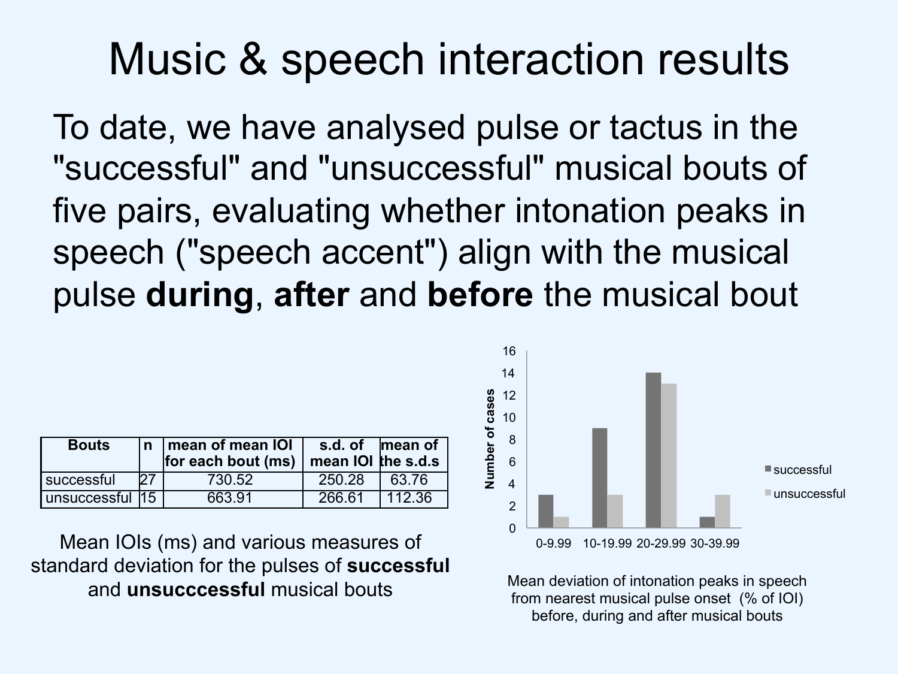# Music & speech interaction results

To date, we have analysed pulse or tactus in the "successful" and "unsuccessful" musical bouts of five pairs, evaluating whether intonation peaks in speech ("speech accent") align with the musical pulse **during**, **after** and **before** the musical bout

| Bouts | n | mean of mean IOI for each bout (ms) | s.d. of mean IOI | mean of the s.d.s |
|---|---|---|---|---|
| successful | 27 | 730.52 | 250.28 | 63.76 |
| unsuccessful | 15 | 663.91 | 266.61 | 112.36 |

Mean IOIs (ms) and various measures of standard deviation for the pulses of **successful** and **unsucccessful** musical bouts

| Mean deviation (% of IOI) | successful | unsuccessful |
|---|---|---|
| 0-9.99 | 3 | 1 |
| 10-19.99 | 9 | 3 |
| 20-29.99 | 14 | 13 |
| 30-39.99 | 1 | 3 |

Mean deviation of intonation peaks in speech from nearest musical pulse onset (% of IOI) before, during and after musical bouts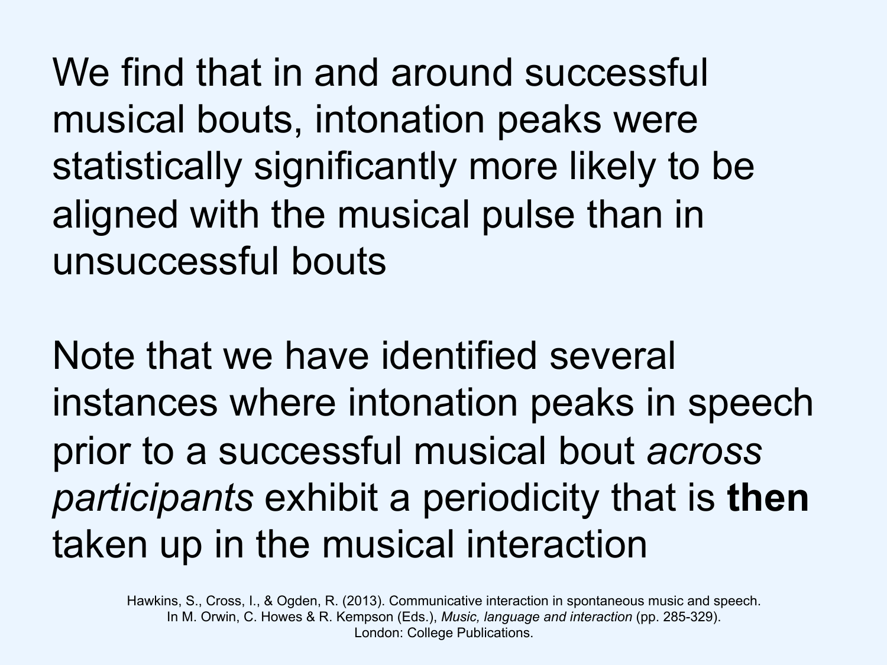We find that in and around successful musical bouts, intonation peaks were statistically significantly more likely to be aligned with the musical pulse than in unsuccessful bouts

Note that we have identified several instances where intonation peaks in speech prior to a successful musical bout *across participants* exhibit a periodicity that is **then** taken up in the musical interaction

Hawkins, S., Cross, I., & Ogden, R. (2013). Communicative interaction in spontaneous music and speech. In M. Orwin, C. Howes & R. Kempson (Eds.), *Music, language and interaction* (pp. 285-329). London: College Publications.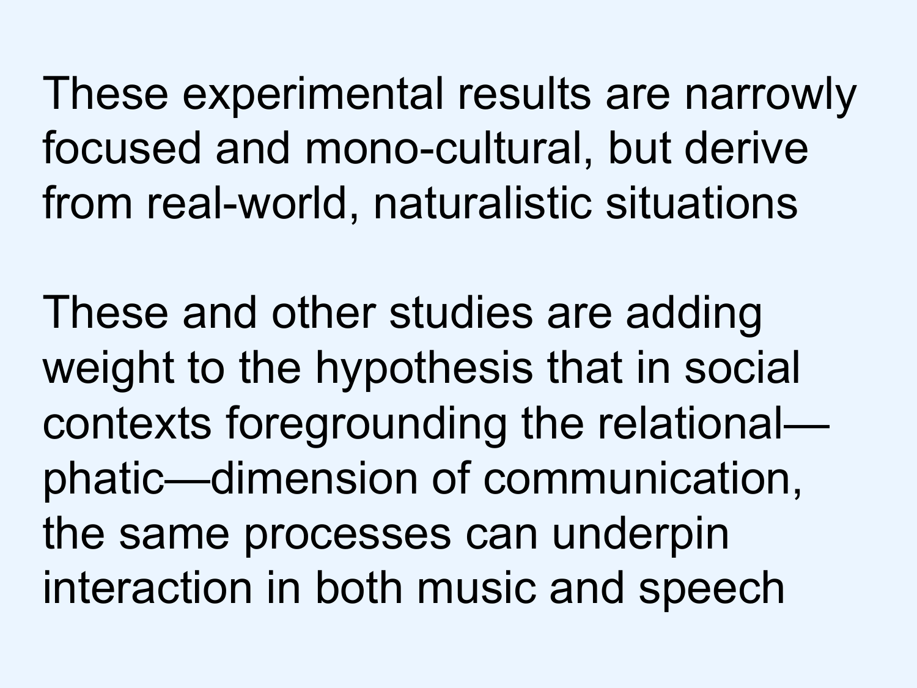These experimental results are narrowly focused and mono-cultural, but derive from real-world, naturalistic situations

These and other studies are adding weight to the hypothesis that in social contexts foregrounding the relational—phatic—dimension of communication, the same processes can underpin interaction in both music and speech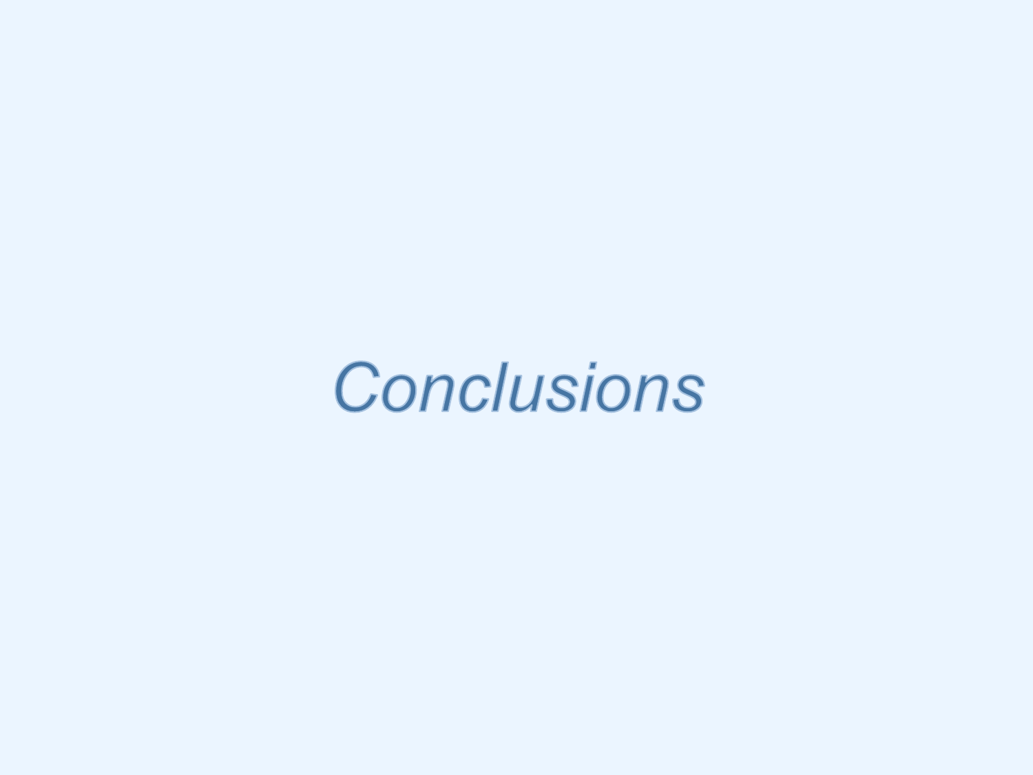# *Conclusions*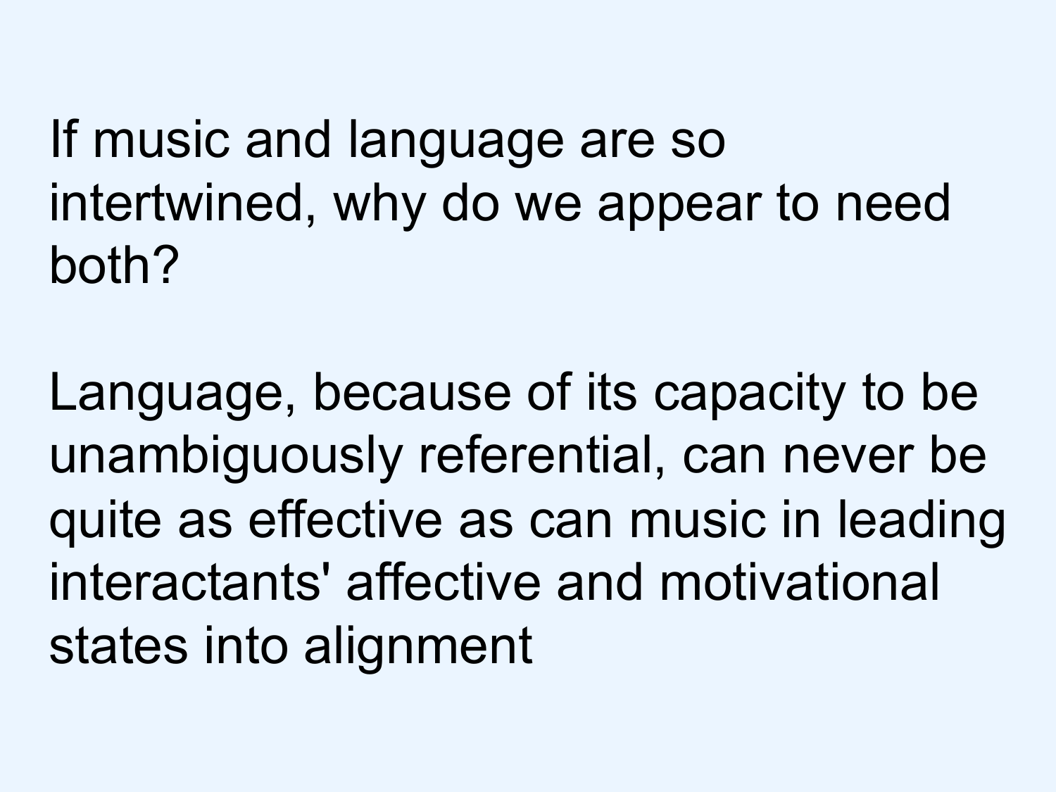If music and language are so intertwined, why do we appear to need both?

Language, because of its capacity to be unambiguously referential, can never be quite as effective as can music in leading interactants' affective and motivational states into alignment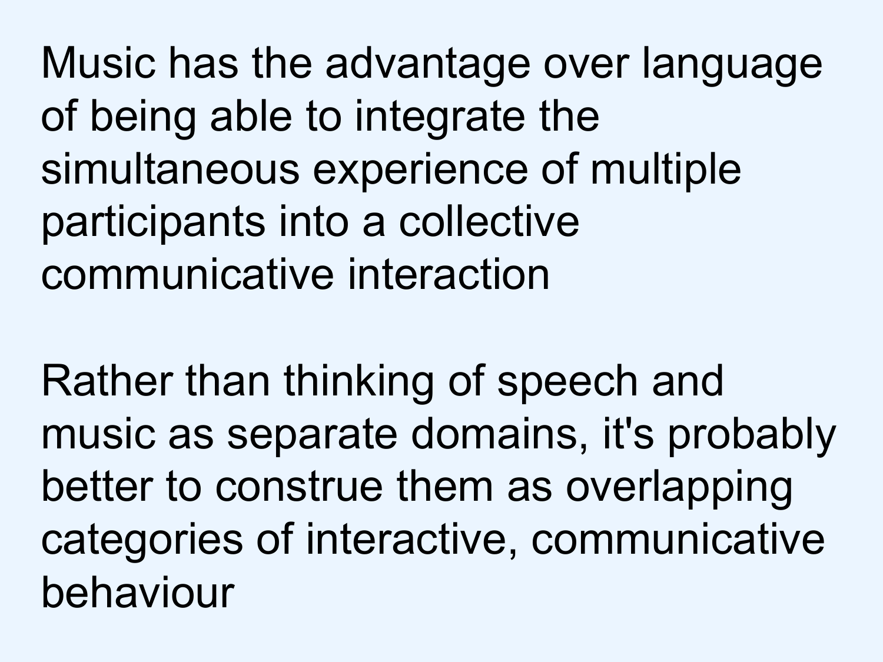Music has the advantage over language of being able to integrate the simultaneous experience of multiple participants into a collective communicative interaction

Rather than thinking of speech and music as separate domains, it's probably better to construe them as overlapping categories of interactive, communicative behaviour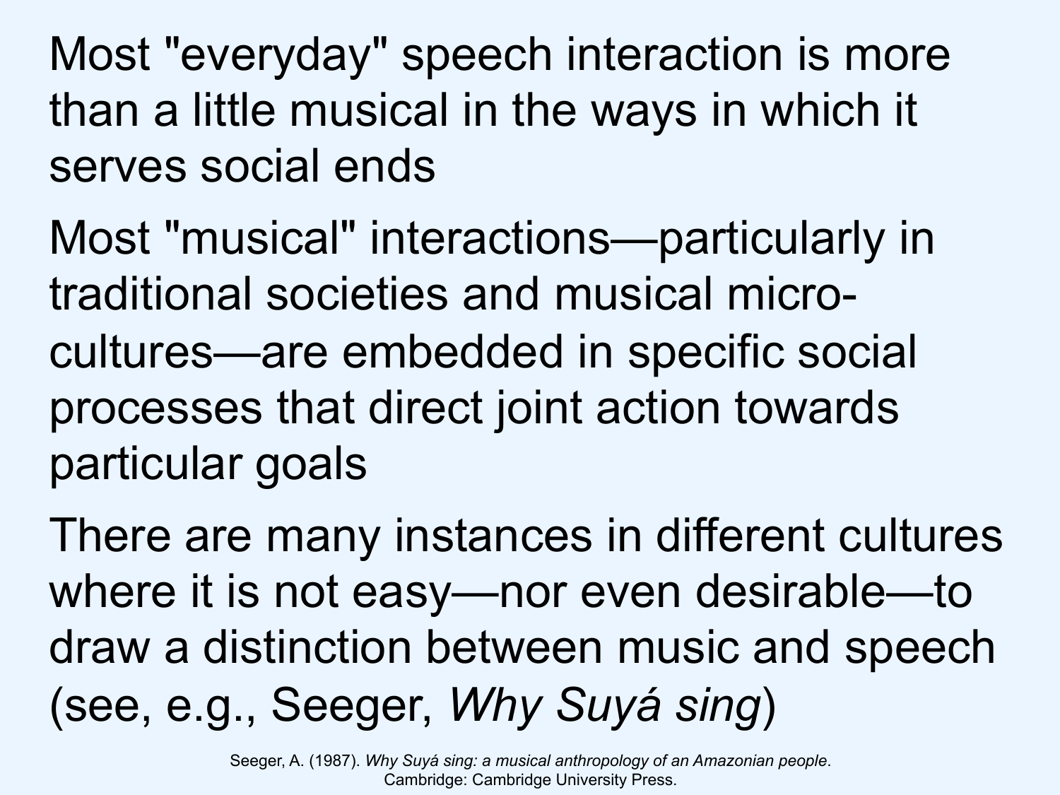Most "everyday" speech interaction is more than a little musical in the ways in which it serves social ends

Most "musical" interactions—particularly in traditional societies and musical micro-cultures—are embedded in specific social processes that direct joint action towards particular goals

There are many instances in different cultures where it is not easy—nor even desirable—to draw a distinction between music and speech (see, e.g., Seeger, *Why Suyá sing*)

Seeger, A. (1987). *Why Suyá sing: a musical anthropology of an Amazonian people*. Cambridge: Cambridge University Press.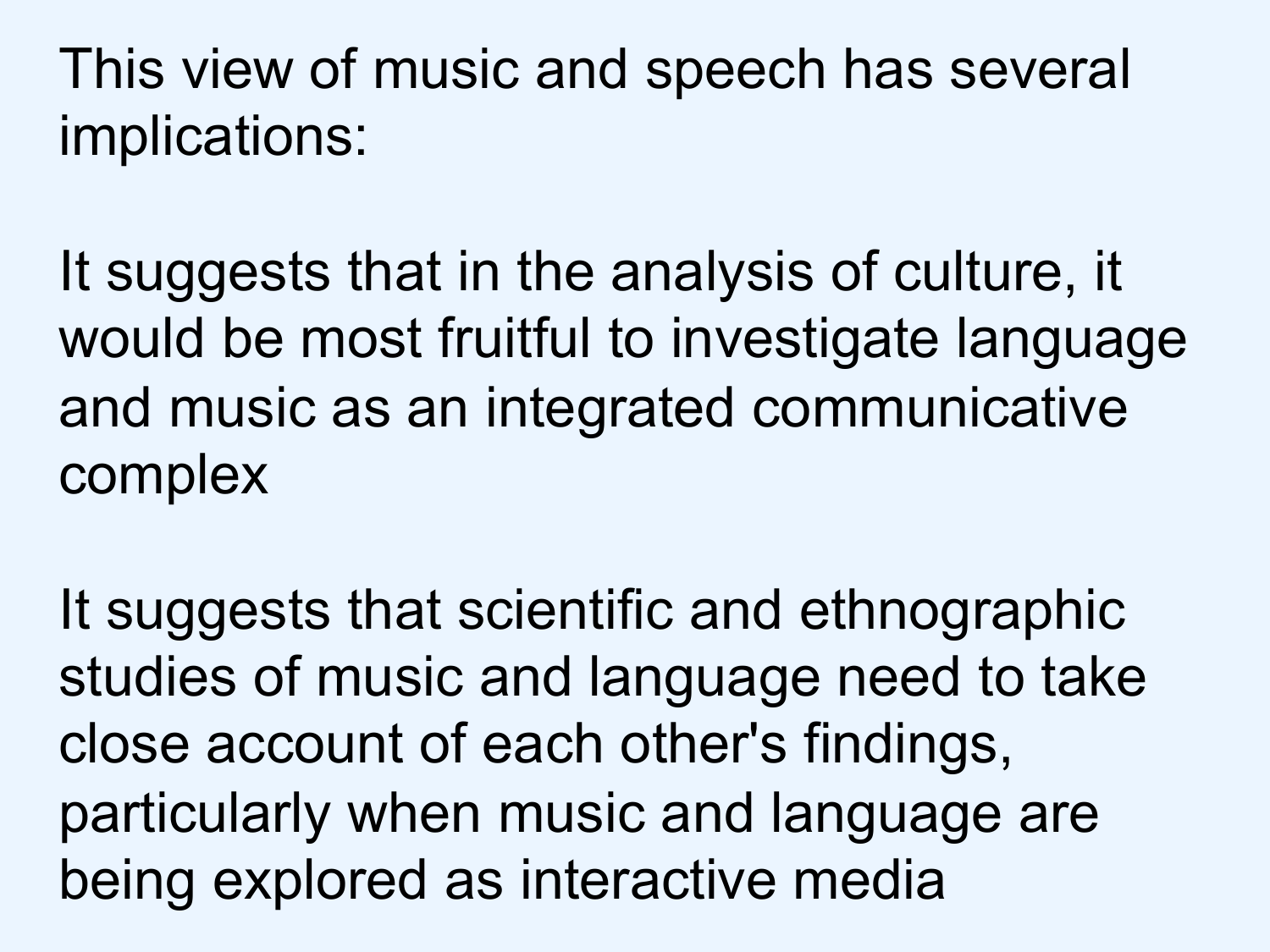This view of music and speech has several implications:

It suggests that in the analysis of culture, it would be most fruitful to investigate language and music as an integrated communicative complex

It suggests that scientific and ethnographic studies of music and language need to take close account of each other's findings, particularly when music and language are being explored as interactive media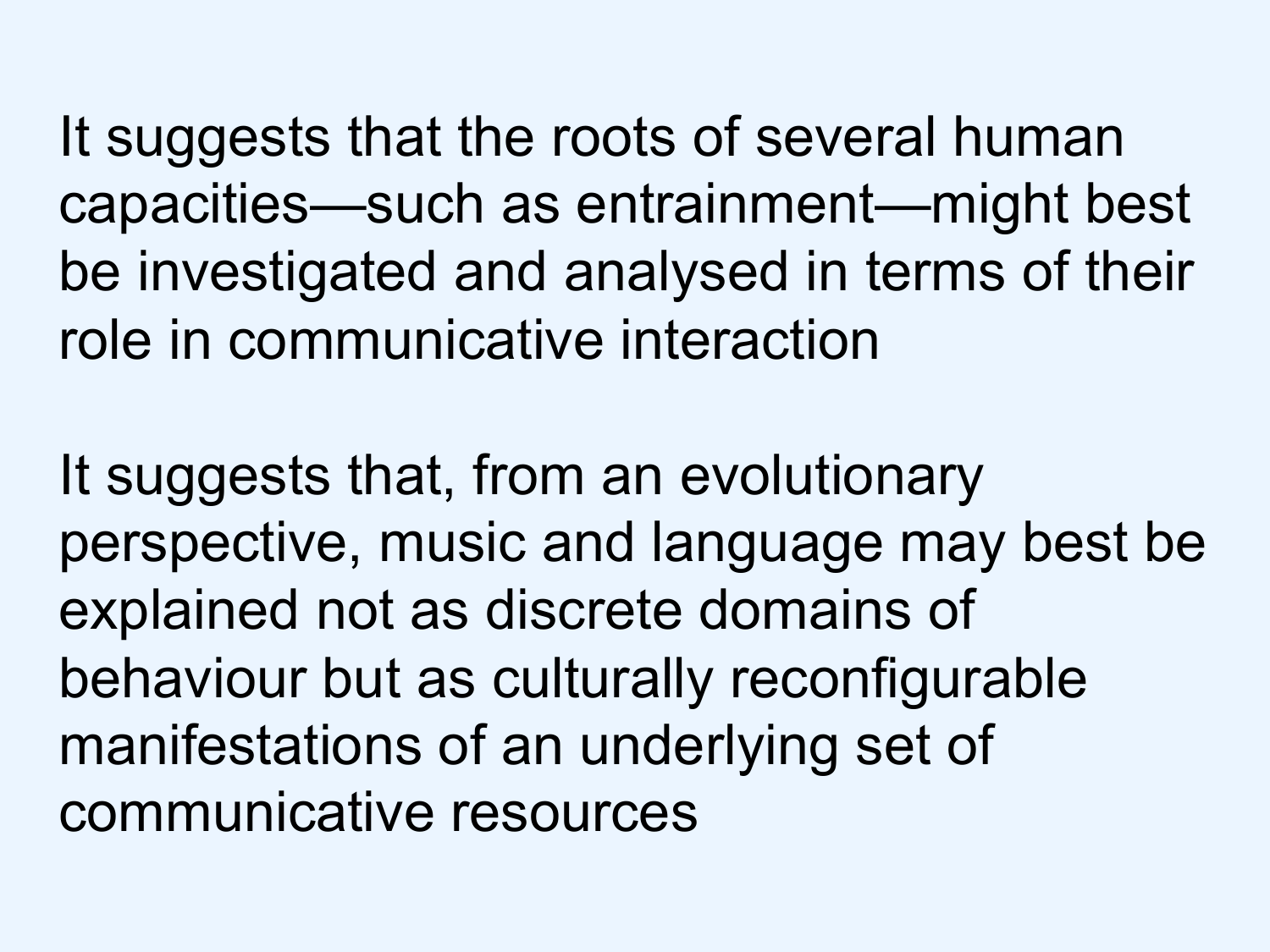It suggests that the roots of several human capacities—such as entrainment—might best be investigated and analysed in terms of their role in communicative interaction

It suggests that, from an evolutionary perspective, music and language may best be explained not as discrete domains of behaviour but as culturally reconfigurable manifestations of an underlying set of communicative resources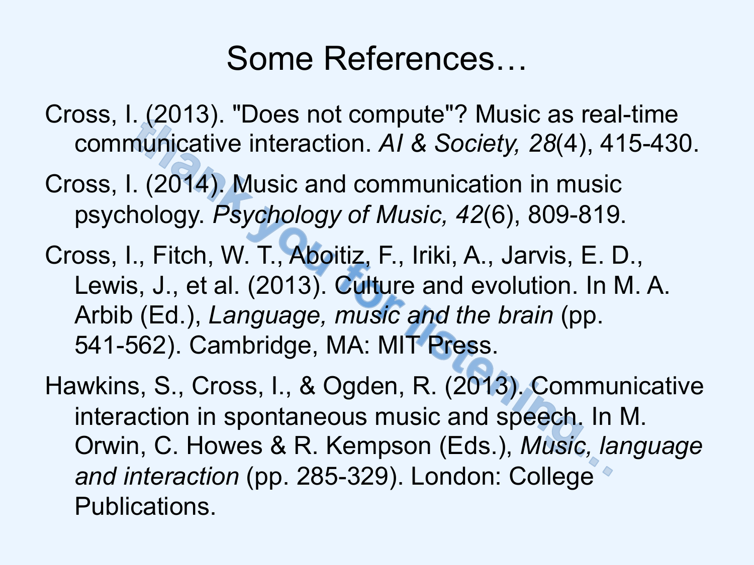# Some References…

Cross, I. (2013). "Does not compute"? Music as real-time communicative interaction. *AI & Society, 28*(4), 415-430.

Cross, I. (2014). Music and communication in music psychology. *Psychology of Music, 42*(6), 809-819.

Cross, I., Fitch, W. T., Aboitiz, F., Iriki, A., Jarvis, E. D., Lewis, J., et al. (2013). Culture and evolution. In M. A. Arbib (Ed.), *Language, music and the brain* (pp. 541-562). Cambridge, MA: MIT Press.

Hawkins, S., Cross, I., & Ogden, R. (2013). Communicative interaction in spontaneous music and speech. In M. Orwin, C. Howes & R. Kempson (Eds.), *Music, language and interaction* (pp. 285-329). London: College Publications.

thank you for listening…